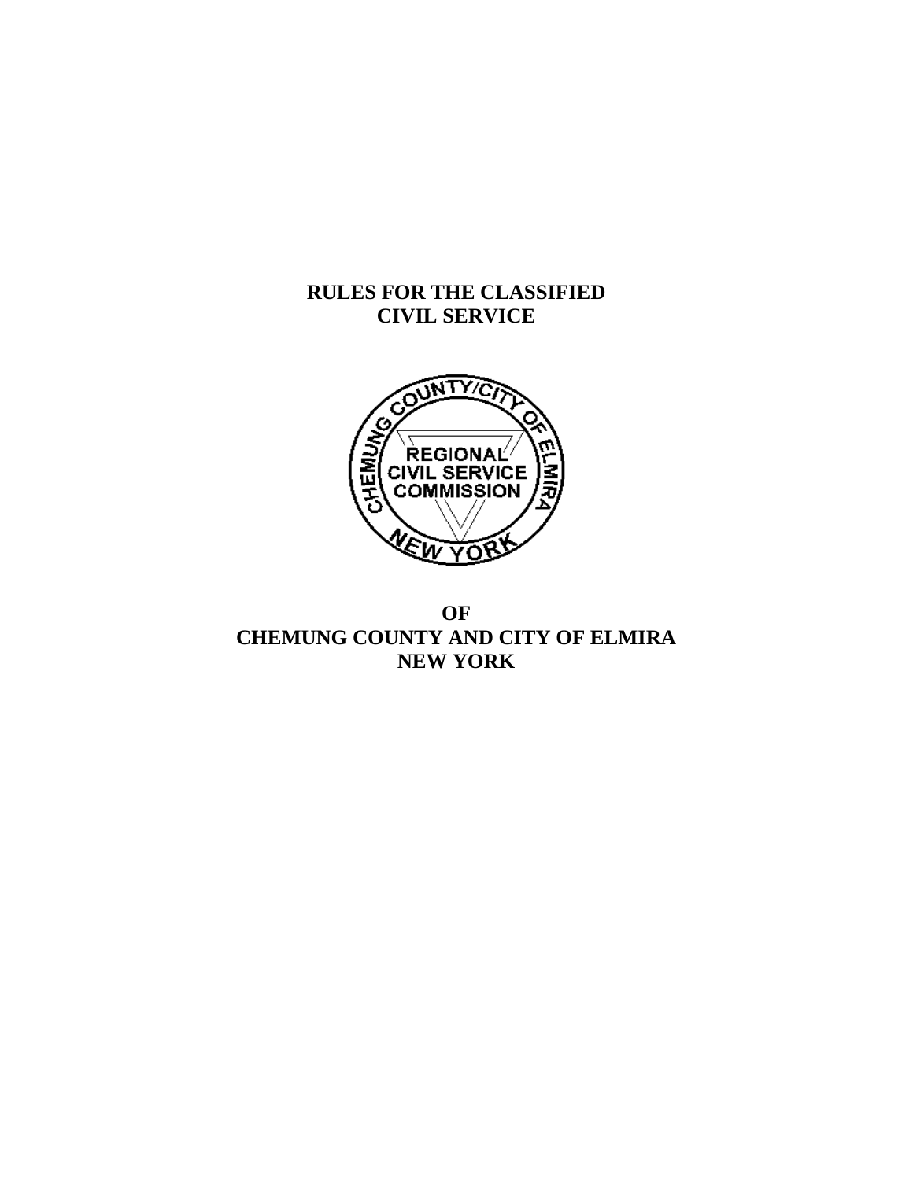# RULES FOR THE CLASSIFIED CIVIL SERVICE

# OF CHEMUNG COUNTY AND CITY OF ELMIRA NEW YORK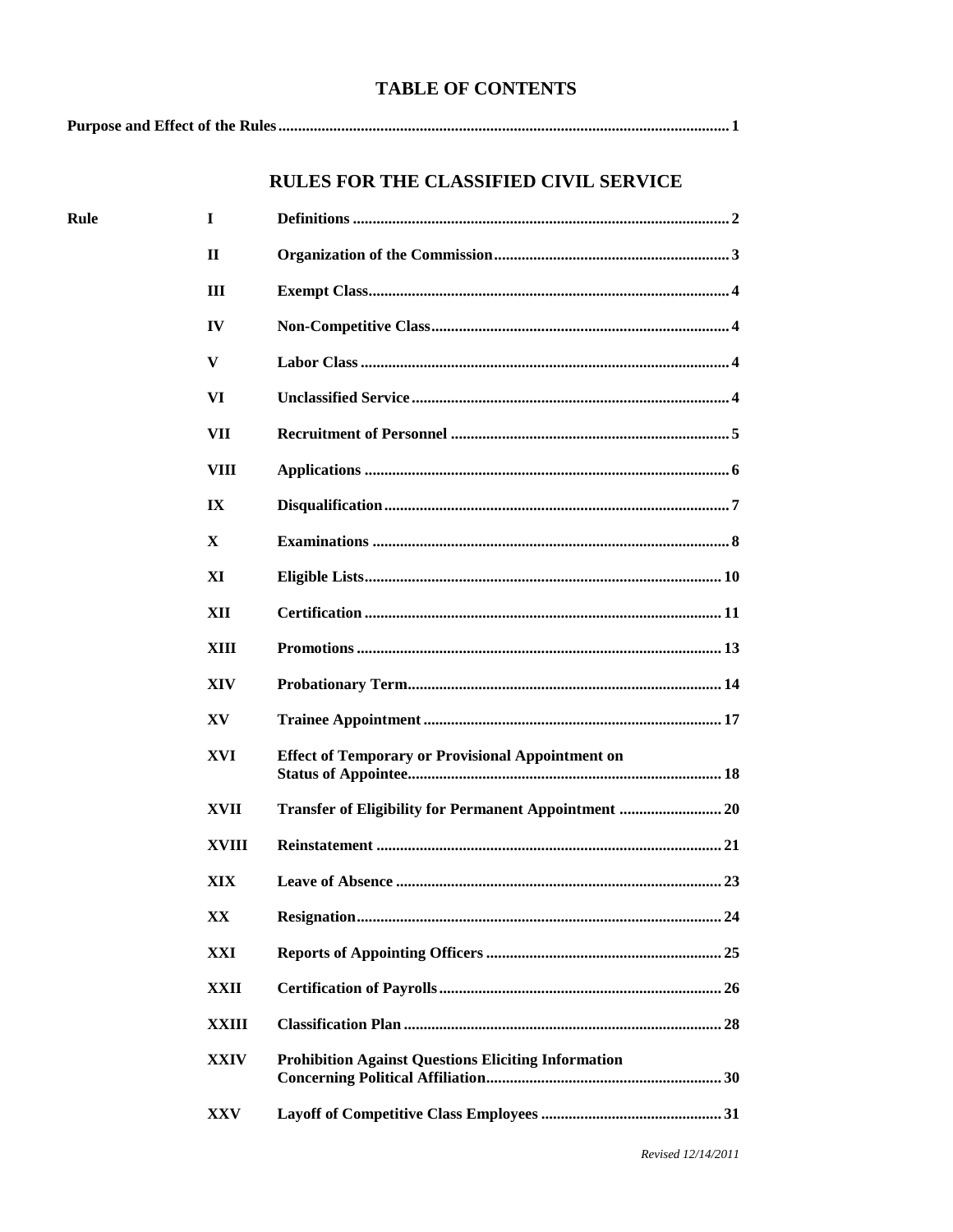# TABLE OF CONTENTS

**Purpose and Effect of the Rules** .......... 1

## RULES FOR THE CLASSIFIED CIVIL SERVICE

| Rule | | | |
|---|---|---|---|
| Rule | I | **Definitions** | 2 |
| | II | **Organization of the Commission** | 3 |
| | III | **Exempt Class** | 4 |
| | IV | **Non-Competitive Class** | 4 |
| | V | **Labor Class** | 4 |
| | VI | **Unclassified Service** | 4 |
| | VII | **Recruitment of Personnel** | 5 |
| | VIII | **Applications** | 6 |
| | IX | **Disqualification** | 7 |
| | X | **Examinations** | 8 |
| | XI | **Eligible Lists** | 10 |
| | XII | **Certification** | 11 |
| | XIII | **Promotions** | 13 |
| | XIV | **Probationary Term** | 14 |
| | XV | **Trainee Appointment** | 17 |
| | XVI | **Effect of Temporary or Provisional Appointment on Status of Appointee** | 18 |
| | XVII | **Transfer of Eligibility for Permanent Appointment** | 20 |
| | XVIII | **Reinstatement** | 21 |
| | XIX | **Leave of Absence** | 23 |
| | XX | **Resignation** | 24 |
| | XXI | **Reports of Appointing Officers** | 25 |
| | XXII | **Certification of Payrolls** | 26 |
| | XXIII | **Classification Plan** | 28 |
| | XXIV | **Prohibition Against Questions Eliciting Information Concerning Political Affiliation** | 30 |
| | XXV | **Layoff of Competitive Class Employees** | 31 |

*Revised 12/14/2011*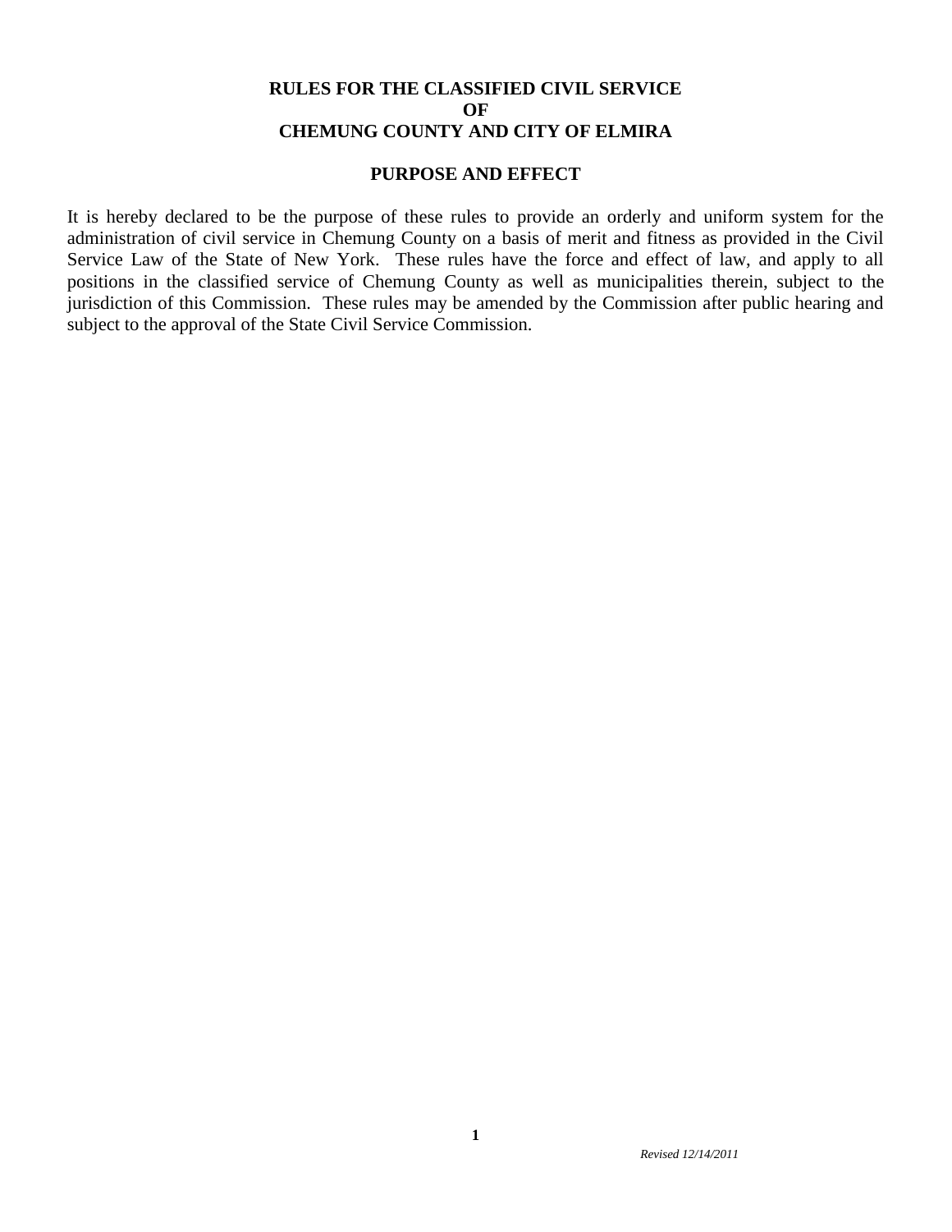# RULES FOR THE CLASSIFIED CIVIL SERVICE
# OF
# CHEMUNG COUNTY AND CITY OF ELMIRA

## PURPOSE AND EFFECT

It is hereby declared to be the purpose of these rules to provide an orderly and uniform system for the administration of civil service in Chemung County on a basis of merit and fitness as provided in the Civil Service Law of the State of New York. These rules have the force and effect of law, and apply to all positions in the classified service of Chemung County as well as municipalities therein, subject to the jurisdiction of this Commission. These rules may be amended by the Commission after public hearing and subject to the approval of the State Civil Service Commission.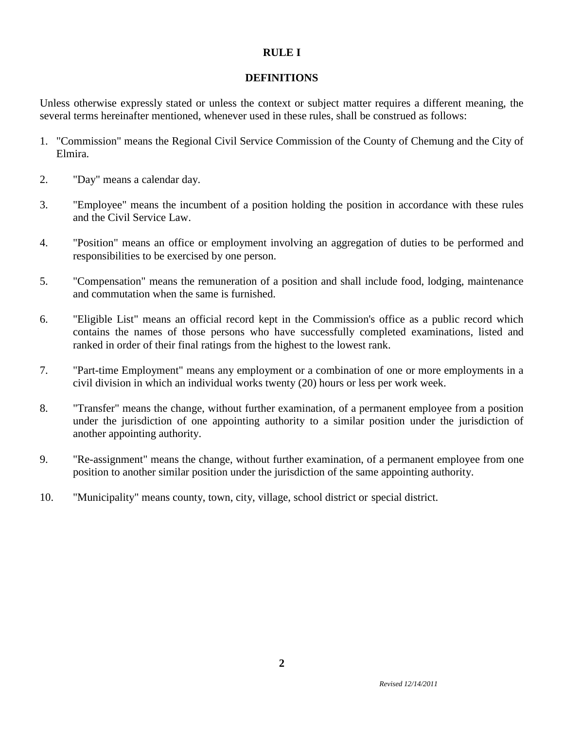# RULE I

## DEFINITIONS

Unless otherwise expressly stated or unless the context or subject matter requires a different meaning, the several terms hereinafter mentioned, whenever used in these rules, shall be construed as follows:

1. "Commission" means the Regional Civil Service Commission of the County of Chemung and the City of Elmira.
2. "Day" means a calendar day.
3. "Employee" means the incumbent of a position holding the position in accordance with these rules and the Civil Service Law.
4. "Position" means an office or employment involving an aggregation of duties to be performed and responsibilities to be exercised by one person.
5. "Compensation" means the remuneration of a position and shall include food, lodging, maintenance and commutation when the same is furnished.
6. "Eligible List" means an official record kept in the Commission's office as a public record which contains the names of those persons who have successfully completed examinations, listed and ranked in order of their final ratings from the highest to the lowest rank.
7. "Part-time Employment" means any employment or a combination of one or more employments in a civil division in which an individual works twenty (20) hours or less per work week.
8. "Transfer" means the change, without further examination, of a permanent employee from a position under the jurisdiction of one appointing authority to a similar position under the jurisdiction of another appointing authority.
9. "Re-assignment" means the change, without further examination, of a permanent employee from one position to another similar position under the jurisdiction of the same appointing authority.
10. "Municipality" means county, town, city, village, school district or special district.

*Revised 12/14/2011*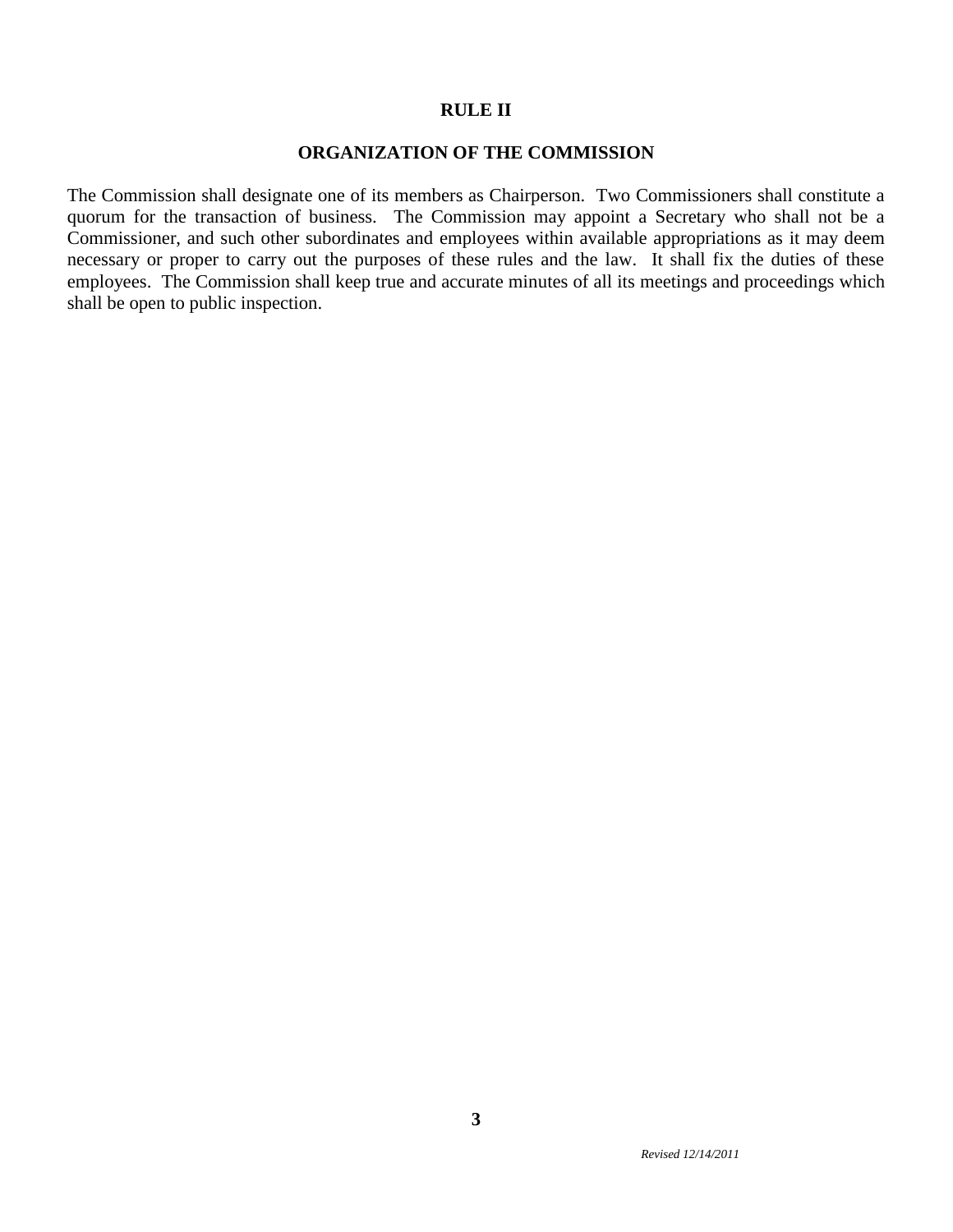## RULE II

## ORGANIZATION OF THE COMMISSION

The Commission shall designate one of its members as Chairperson. Two Commissioners shall constitute a quorum for the transaction of business. The Commission may appoint a Secretary who shall not be a Commissioner, and such other subordinates and employees within available appropriations as it may deem necessary or proper to carry out the purposes of these rules and the law. It shall fix the duties of these employees. The Commission shall keep true and accurate minutes of all its meetings and proceedings which shall be open to public inspection.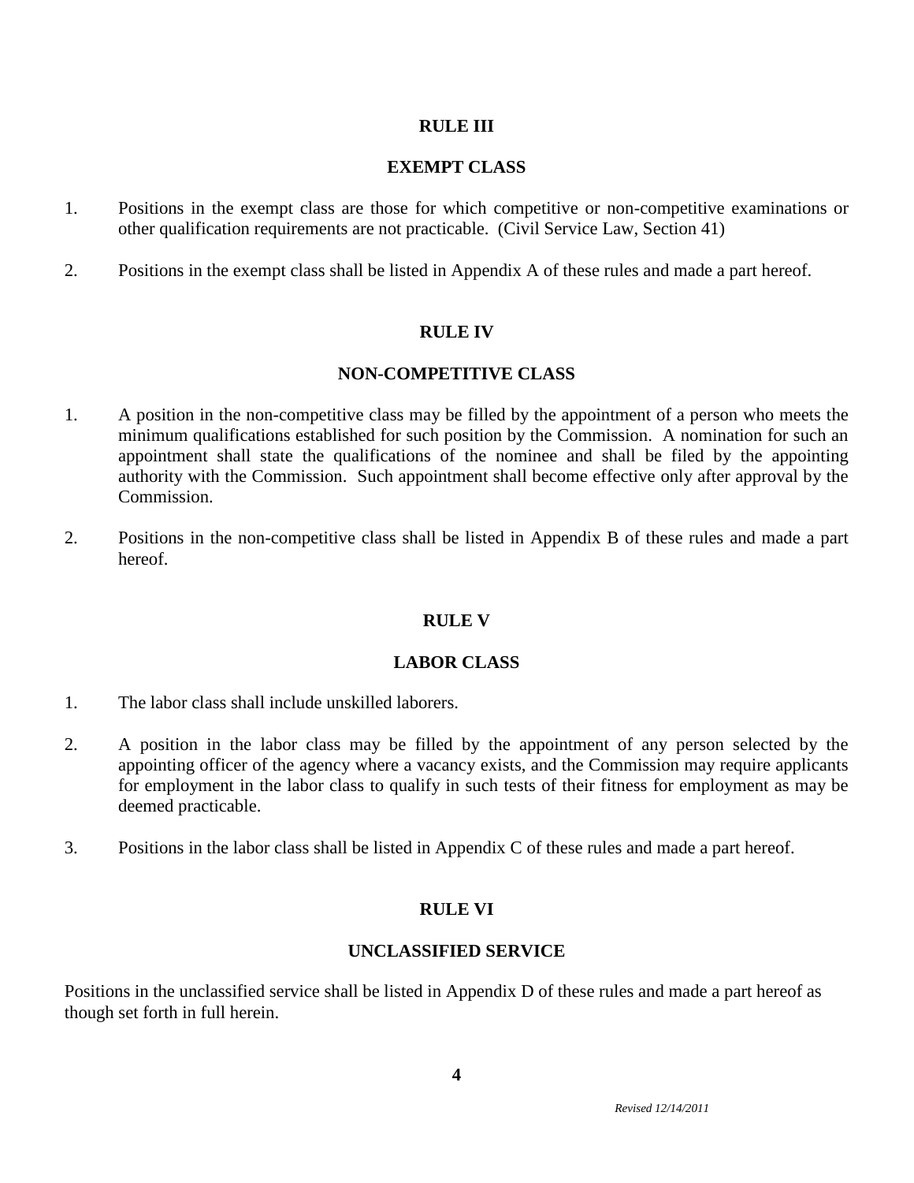## RULE III

## EXEMPT CLASS

1. Positions in the exempt class are those for which competitive or non-competitive examinations or other qualification requirements are not practicable. (Civil Service Law, Section 41)

2. Positions in the exempt class shall be listed in Appendix A of these rules and made a part hereof.

## RULE IV

## NON-COMPETITIVE CLASS

1. A position in the non-competitive class may be filled by the appointment of a person who meets the minimum qualifications established for such position by the Commission. A nomination for such an appointment shall state the qualifications of the nominee and shall be filed by the appointing authority with the Commission. Such appointment shall become effective only after approval by the Commission.

2. Positions in the non-competitive class shall be listed in Appendix B of these rules and made a part hereof.

## RULE V

## LABOR CLASS

1. The labor class shall include unskilled laborers.

2. A position in the labor class may be filled by the appointment of any person selected by the appointing officer of the agency where a vacancy exists, and the Commission may require applicants for employment in the labor class to qualify in such tests of their fitness for employment as may be deemed practicable.

3. Positions in the labor class shall be listed in Appendix C of these rules and made a part hereof.

## RULE VI

## UNCLASSIFIED SERVICE

Positions in the unclassified service shall be listed in Appendix D of these rules and made a part hereof as though set forth in full herein.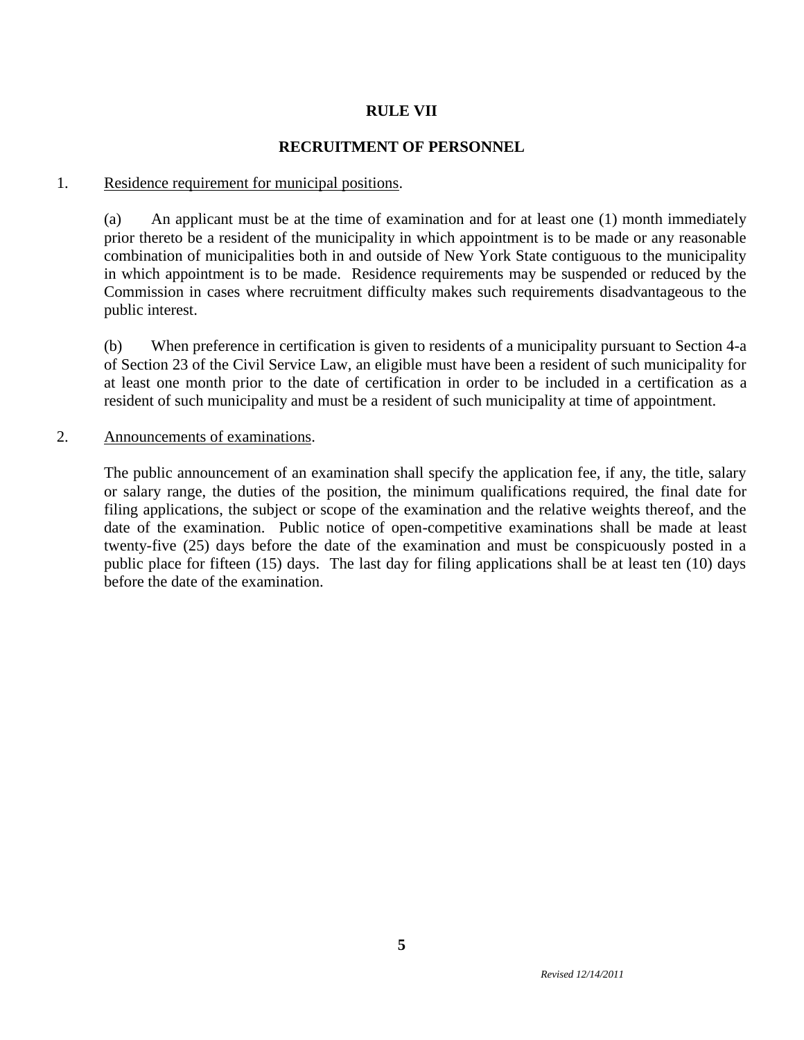# RULE VII

## RECRUITMENT OF PERSONNEL

1. Residence requirement for municipal positions.

   (a) An applicant must be at the time of examination and for at least one (1) month immediately prior thereto be a resident of the municipality in which appointment is to be made or any reasonable combination of municipalities both in and outside of New York State contiguous to the municipality in which appointment is to be made. Residence requirements may be suspended or reduced by the Commission in cases where recruitment difficulty makes such requirements disadvantageous to the public interest.

   (b) When preference in certification is given to residents of a municipality pursuant to Section 4-a of Section 23 of the Civil Service Law, an eligible must have been a resident of such municipality for at least one month prior to the date of certification in order to be included in a certification as a resident of such municipality and must be a resident of such municipality at time of appointment.

2. Announcements of examinations.

   The public announcement of an examination shall specify the application fee, if any, the title, salary or salary range, the duties of the position, the minimum qualifications required, the final date for filing applications, the subject or scope of the examination and the relative weights thereof, and the date of the examination. Public notice of open-competitive examinations shall be made at least twenty-five (25) days before the date of the examination and must be conspicuously posted in a public place for fifteen (15) days. The last day for filing applications shall be at least ten (10) days before the date of the examination.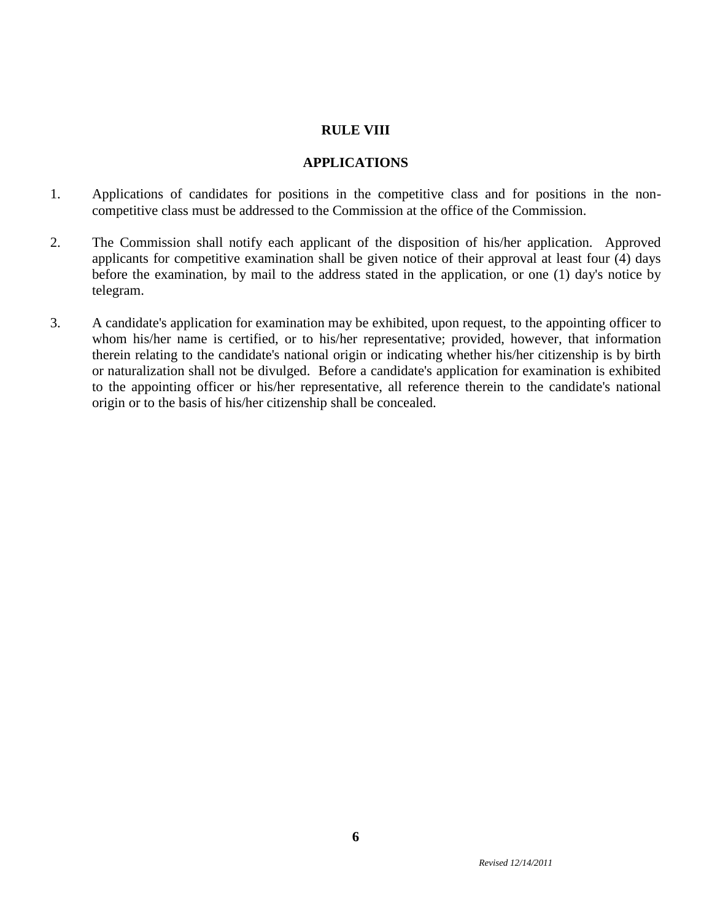## RULE VIII

## APPLICATIONS

1. Applications of candidates for positions in the competitive class and for positions in the non-competitive class must be addressed to the Commission at the office of the Commission.

2. The Commission shall notify each applicant of the disposition of his/her application. Approved applicants for competitive examination shall be given notice of their approval at least four (4) days before the examination, by mail to the address stated in the application, or one (1) day's notice by telegram.

3. A candidate's application for examination may be exhibited, upon request, to the appointing officer to whom his/her name is certified, or to his/her representative; provided, however, that information therein relating to the candidate's national origin or indicating whether his/her citizenship is by birth or naturalization shall not be divulged. Before a candidate's application for examination is exhibited to the appointing officer or his/her representative, all reference therein to the candidate's national origin or to the basis of his/her citizenship shall be concealed.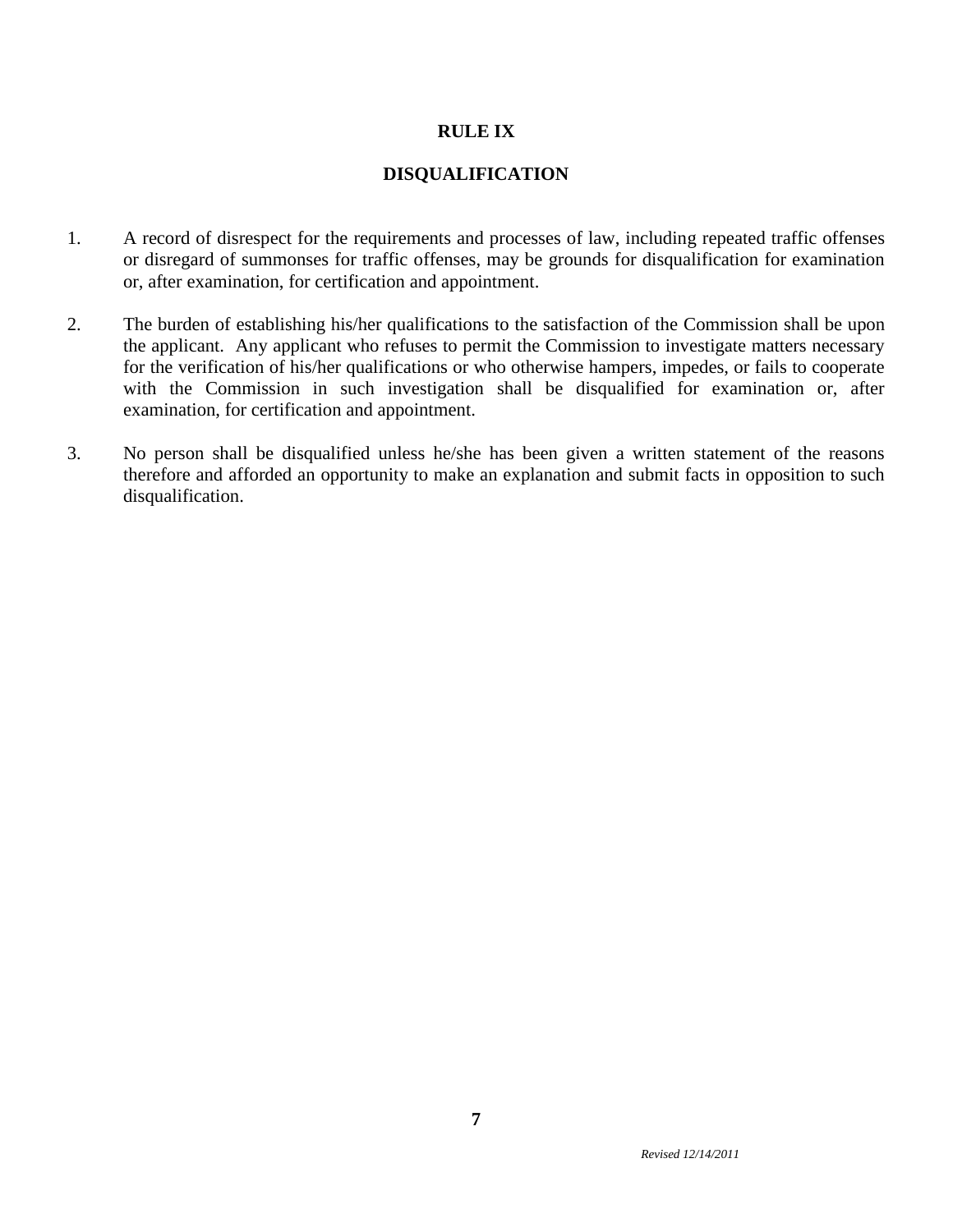# RULE IX

## DISQUALIFICATION

1. A record of disrespect for the requirements and processes of law, including repeated traffic offenses or disregard of summonses for traffic offenses, may be grounds for disqualification for examination or, after examination, for certification and appointment.

2. The burden of establishing his/her qualifications to the satisfaction of the Commission shall be upon the applicant. Any applicant who refuses to permit the Commission to investigate matters necessary for the verification of his/her qualifications or who otherwise hampers, impedes, or fails to cooperate with the Commission in such investigation shall be disqualified for examination or, after examination, for certification and appointment.

3. No person shall be disqualified unless he/she has been given a written statement of the reasons therefore and afforded an opportunity to make an explanation and submit facts in opposition to such disqualification.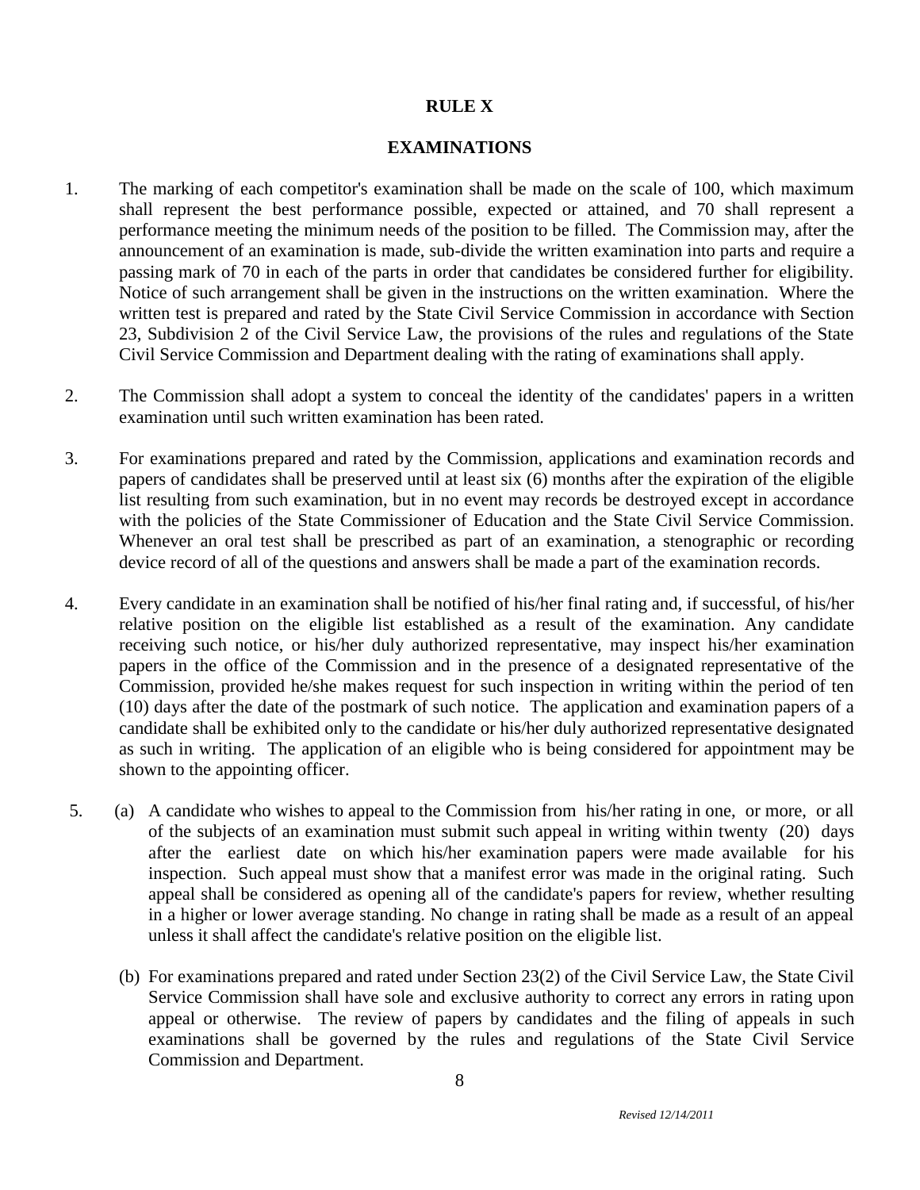# RULE X

## EXAMINATIONS

1. The marking of each competitor's examination shall be made on the scale of 100, which maximum shall represent the best performance possible, expected or attained, and 70 shall represent a performance meeting the minimum needs of the position to be filled. The Commission may, after the announcement of an examination is made, sub-divide the written examination into parts and require a passing mark of 70 in each of the parts in order that candidates be considered further for eligibility. Notice of such arrangement shall be given in the instructions on the written examination. Where the written test is prepared and rated by the State Civil Service Commission in accordance with Section 23, Subdivision 2 of the Civil Service Law, the provisions of the rules and regulations of the State Civil Service Commission and Department dealing with the rating of examinations shall apply.

2. The Commission shall adopt a system to conceal the identity of the candidates' papers in a written examination until such written examination has been rated.

3. For examinations prepared and rated by the Commission, applications and examination records and papers of candidates shall be preserved until at least six (6) months after the expiration of the eligible list resulting from such examination, but in no event may records be destroyed except in accordance with the policies of the State Commissioner of Education and the State Civil Service Commission. Whenever an oral test shall be prescribed as part of an examination, a stenographic or recording device record of all of the questions and answers shall be made a part of the examination records.

4. Every candidate in an examination shall be notified of his/her final rating and, if successful, of his/her relative position on the eligible list established as a result of the examination. Any candidate receiving such notice, or his/her duly authorized representative, may inspect his/her examination papers in the office of the Commission and in the presence of a designated representative of the Commission, provided he/she makes request for such inspection in writing within the period of ten (10) days after the date of the postmark of such notice. The application and examination papers of a candidate shall be exhibited only to the candidate or his/her duly authorized representative designated as such in writing. The application of an eligible who is being considered for appointment may be shown to the appointing officer.

5. (a) A candidate who wishes to appeal to the Commission from his/her rating in one, or more, or all of the subjects of an examination must submit such appeal in writing within twenty (20) days after the earliest date on which his/her examination papers were made available for his inspection. Such appeal must show that a manifest error was made in the original rating. Such appeal shall be considered as opening all of the candidate's papers for review, whether resulting in a higher or lower average standing. No change in rating shall be made as a result of an appeal unless it shall affect the candidate's relative position on the eligible list.

   (b) For examinations prepared and rated under Section 23(2) of the Civil Service Law, the State Civil Service Commission shall have sole and exclusive authority to correct any errors in rating upon appeal or otherwise. The review of papers by candidates and the filing of appeals in such examinations shall be governed by the rules and regulations of the State Civil Service Commission and Department.

*Revised 12/14/2011*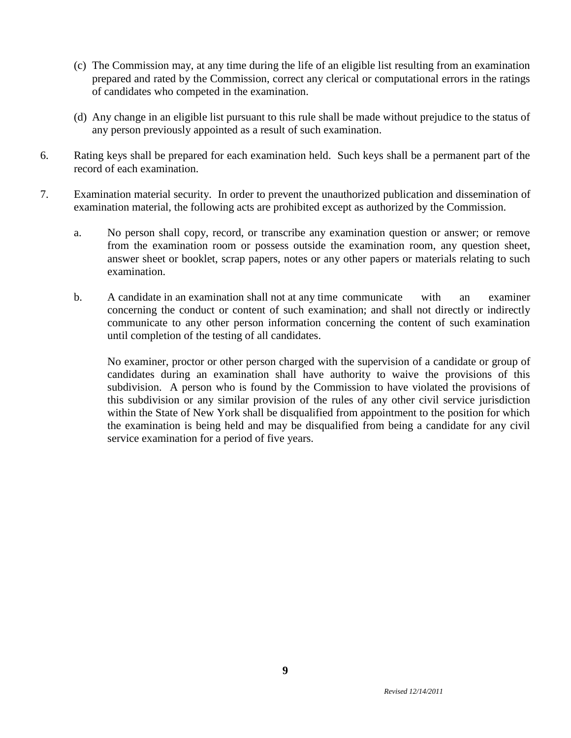(c) The Commission may, at any time during the life of an eligible list resulting from an examination prepared and rated by the Commission, correct any clerical or computational errors in the ratings of candidates who competed in the examination.

(d) Any change in an eligible list pursuant to this rule shall be made without prejudice to the status of any person previously appointed as a result of such examination.

6. Rating keys shall be prepared for each examination held. Such keys shall be a permanent part of the record of each examination.

7. Examination material security. In order to prevent the unauthorized publication and dissemination of examination material, the following acts are prohibited except as authorized by the Commission.

   a. No person shall copy, record, or transcribe any examination question or answer; or remove from the examination room or possess outside the examination room, any question sheet, answer sheet or booklet, scrap papers, notes or any other papers or materials relating to such examination.

   b. A candidate in an examination shall not at any time communicate with an examiner concerning the conduct or content of such examination; and shall not directly or indirectly communicate to any other person information concerning the content of such examination until completion of the testing of all candidates.

      No examiner, proctor or other person charged with the supervision of a candidate or group of candidates during an examination shall have authority to waive the provisions of this subdivision. A person who is found by the Commission to have violated the provisions of this subdivision or any similar provision of the rules of any other civil service jurisdiction within the State of New York shall be disqualified from appointment to the position for which the examination is being held and may be disqualified from being a candidate for any civil service examination for a period of five years.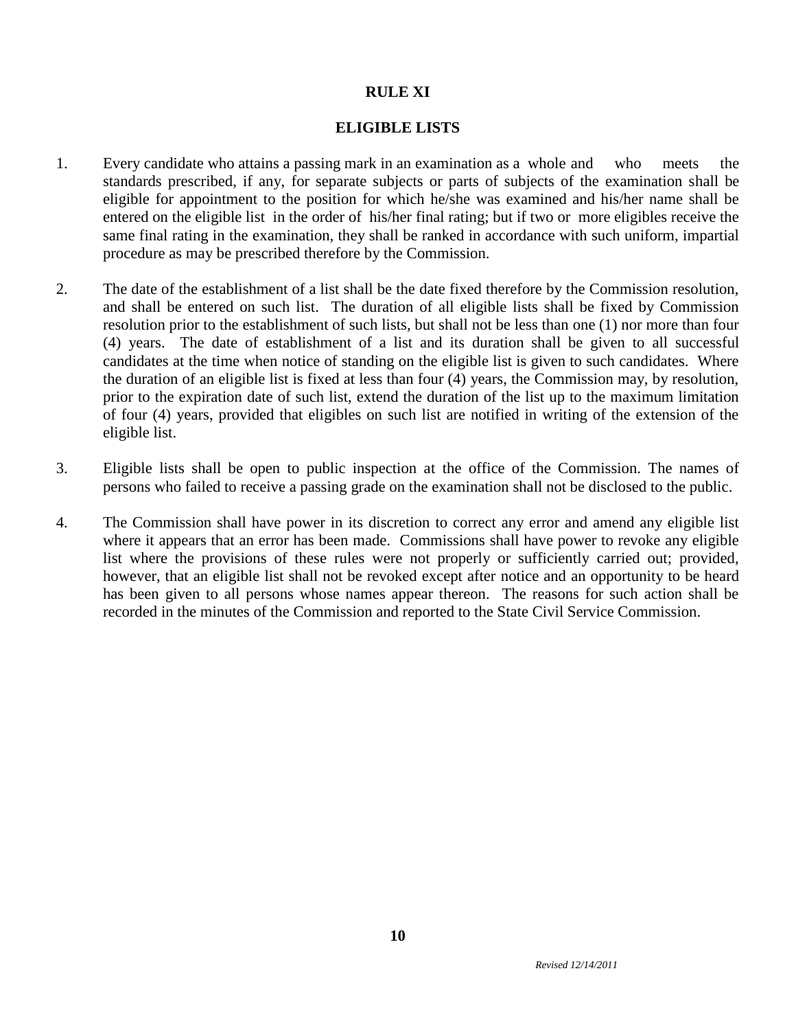## RULE XI

## ELIGIBLE LISTS

1. Every candidate who attains a passing mark in an examination as a whole and who meets the standards prescribed, if any, for separate subjects or parts of subjects of the examination shall be eligible for appointment to the position for which he/she was examined and his/her name shall be entered on the eligible list in the order of his/her final rating; but if two or more eligibles receive the same final rating in the examination, they shall be ranked in accordance with such uniform, impartial procedure as may be prescribed therefore by the Commission.

2. The date of the establishment of a list shall be the date fixed therefore by the Commission resolution, and shall be entered on such list. The duration of all eligible lists shall be fixed by Commission resolution prior to the establishment of such lists, but shall not be less than one (1) nor more than four (4) years. The date of establishment of a list and its duration shall be given to all successful candidates at the time when notice of standing on the eligible list is given to such candidates. Where the duration of an eligible list is fixed at less than four (4) years, the Commission may, by resolution, prior to the expiration date of such list, extend the duration of the list up to the maximum limitation of four (4) years, provided that eligibles on such list are notified in writing of the extension of the eligible list.

3. Eligible lists shall be open to public inspection at the office of the Commission. The names of persons who failed to receive a passing grade on the examination shall not be disclosed to the public.

4. The Commission shall have power in its discretion to correct any error and amend any eligible list where it appears that an error has been made. Commissions shall have power to revoke any eligible list where the provisions of these rules were not properly or sufficiently carried out; provided, however, that an eligible list shall not be revoked except after notice and an opportunity to be heard has been given to all persons whose names appear thereon. The reasons for such action shall be recorded in the minutes of the Commission and reported to the State Civil Service Commission.

*Revised 12/14/2011*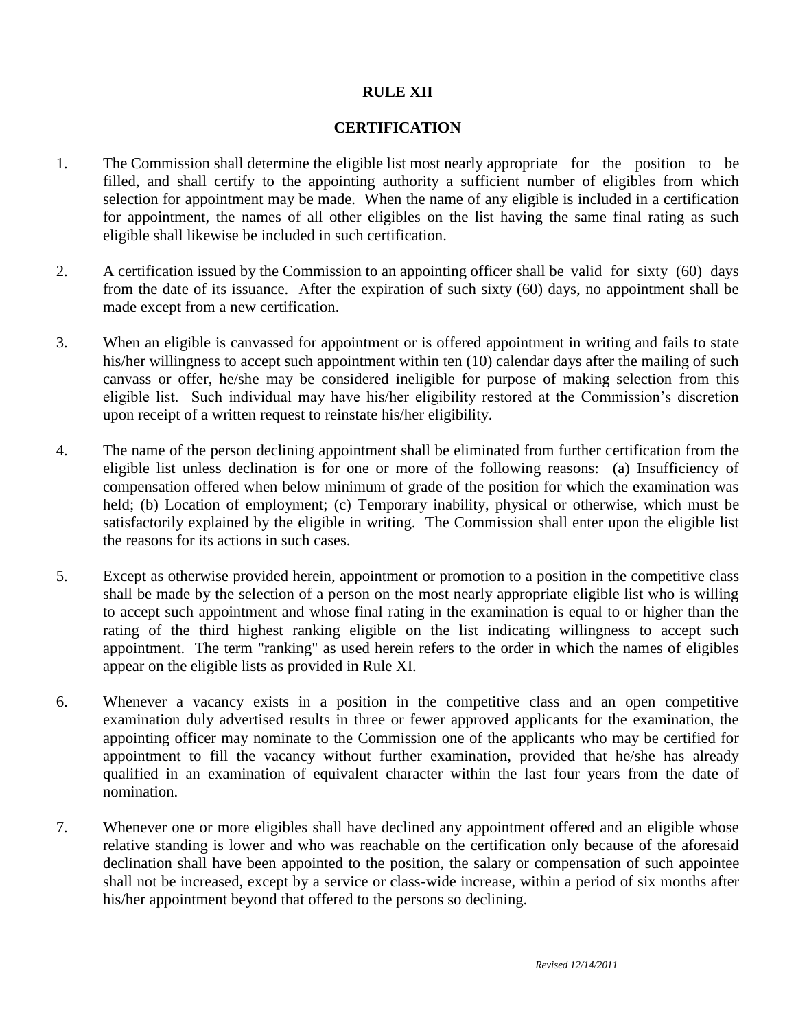# RULE XII

## CERTIFICATION

1. The Commission shall determine the eligible list most nearly appropriate for the position to be filled, and shall certify to the appointing authority a sufficient number of eligibles from which selection for appointment may be made. When the name of any eligible is included in a certification for appointment, the names of all other eligibles on the list having the same final rating as such eligible shall likewise be included in such certification.

2. A certification issued by the Commission to an appointing officer shall be valid for sixty (60) days from the date of its issuance. After the expiration of such sixty (60) days, no appointment shall be made except from a new certification.

3. When an eligible is canvassed for appointment or is offered appointment in writing and fails to state his/her willingness to accept such appointment within ten (10) calendar days after the mailing of such canvass or offer, he/she may be considered ineligible for purpose of making selection from this eligible list. Such individual may have his/her eligibility restored at the Commission's discretion upon receipt of a written request to reinstate his/her eligibility.

4. The name of the person declining appointment shall be eliminated from further certification from the eligible list unless declination is for one or more of the following reasons: (a) Insufficiency of compensation offered when below minimum of grade of the position for which the examination was held; (b) Location of employment; (c) Temporary inability, physical or otherwise, which must be satisfactorily explained by the eligible in writing. The Commission shall enter upon the eligible list the reasons for its actions in such cases.

5. Except as otherwise provided herein, appointment or promotion to a position in the competitive class shall be made by the selection of a person on the most nearly appropriate eligible list who is willing to accept such appointment and whose final rating in the examination is equal to or higher than the rating of the third highest ranking eligible on the list indicating willingness to accept such appointment. The term "ranking" as used herein refers to the order in which the names of eligibles appear on the eligible lists as provided in Rule XI.

6. Whenever a vacancy exists in a position in the competitive class and an open competitive examination duly advertised results in three or fewer approved applicants for the examination, the appointing officer may nominate to the Commission one of the applicants who may be certified for appointment to fill the vacancy without further examination, provided that he/she has already qualified in an examination of equivalent character within the last four years from the date of nomination.

7. Whenever one or more eligibles shall have declined any appointment offered and an eligible whose relative standing is lower and who was reachable on the certification only because of the aforesaid declination shall have been appointed to the position, the salary or compensation of such appointee shall not be increased, except by a service or class-wide increase, within a period of six months after his/her appointment beyond that offered to the persons so declining.

*Revised 12/14/2011*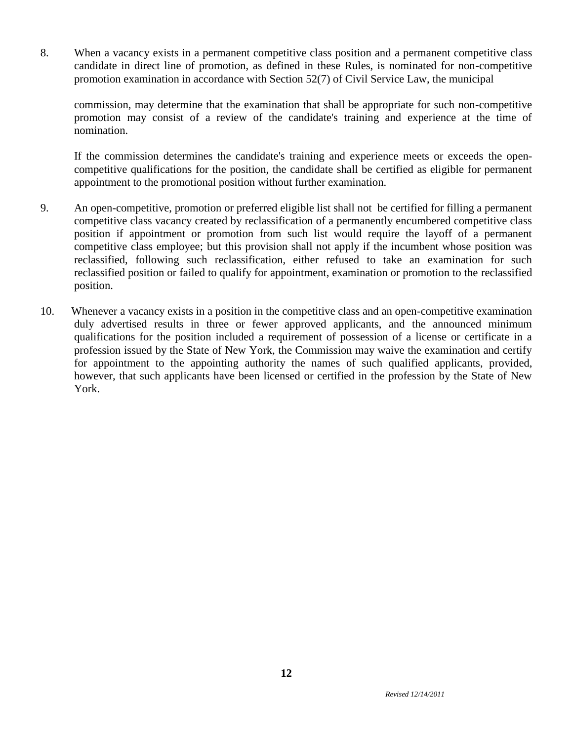8. When a vacancy exists in a permanent competitive class position and a permanent competitive class candidate in direct line of promotion, as defined in these Rules, is nominated for non-competitive promotion examination in accordance with Section 52(7) of Civil Service Law, the municipal

   commission, may determine that the examination that shall be appropriate for such non-competitive promotion may consist of a review of the candidate's training and experience at the time of nomination.

   If the commission determines the candidate's training and experience meets or exceeds the open-competitive qualifications for the position, the candidate shall be certified as eligible for permanent appointment to the promotional position without further examination.

9. An open-competitive, promotion or preferred eligible list shall not be certified for filling a permanent competitive class vacancy created by reclassification of a permanently encumbered competitive class position if appointment or promotion from such list would require the layoff of a permanent competitive class employee; but this provision shall not apply if the incumbent whose position was reclassified, following such reclassification, either refused to take an examination for such reclassified position or failed to qualify for appointment, examination or promotion to the reclassified position.

10. Whenever a vacancy exists in a position in the competitive class and an open-competitive examination duly advertised results in three or fewer approved applicants, and the announced minimum qualifications for the position included a requirement of possession of a license or certificate in a profession issued by the State of New York, the Commission may waive the examination and certify for appointment to the appointing authority the names of such qualified applicants, provided, however, that such applicants have been licensed or certified in the profession by the State of New York.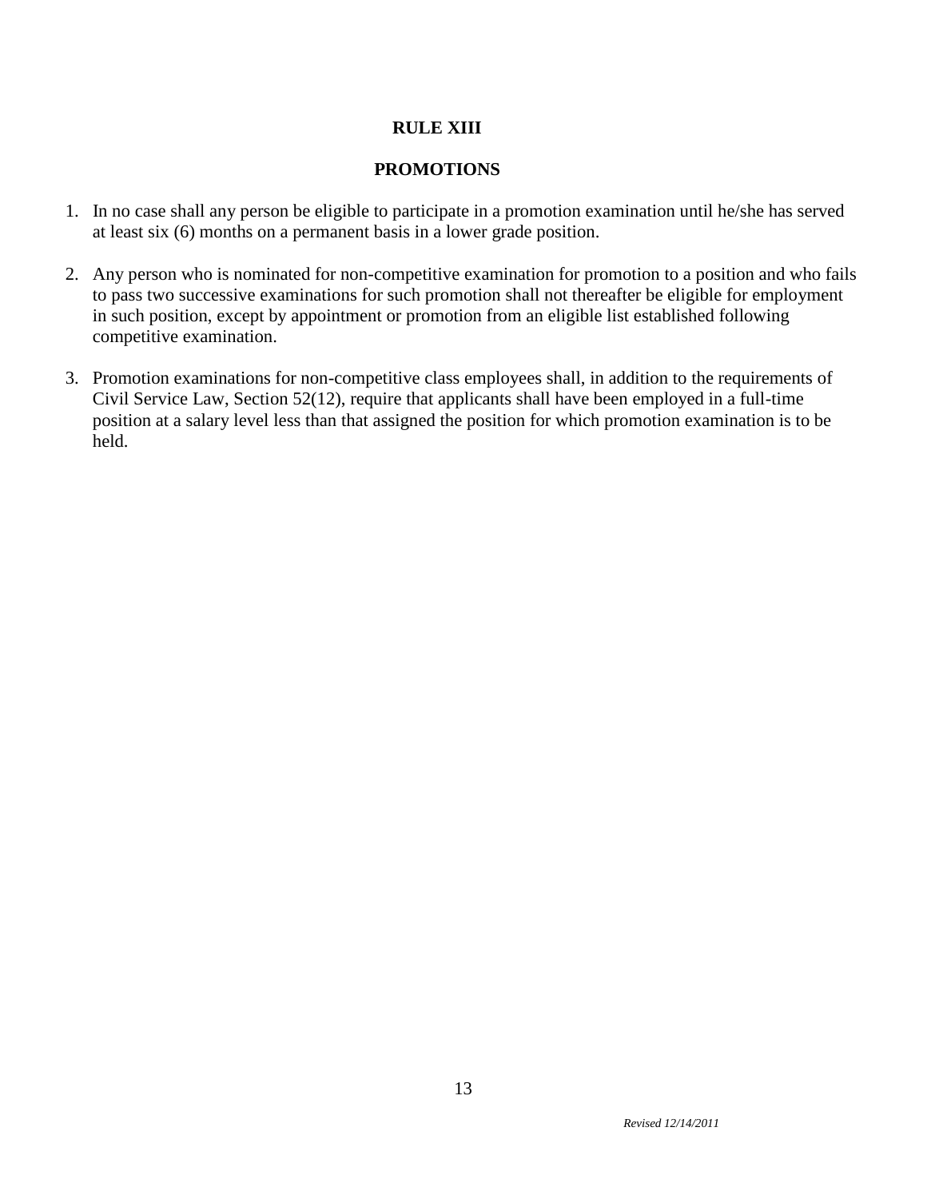# RULE XIII

## PROMOTIONS

1. In no case shall any person be eligible to participate in a promotion examination until he/she has served at least six (6) months on a permanent basis in a lower grade position.

2. Any person who is nominated for non-competitive examination for promotion to a position and who fails to pass two successive examinations for such promotion shall not thereafter be eligible for employment in such position, except by appointment or promotion from an eligible list established following competitive examination.

3. Promotion examinations for non-competitive class employees shall, in addition to the requirements of Civil Service Law, Section 52(12), require that applicants shall have been employed in a full-time position at a salary level less than that assigned the position for which promotion examination is to be held.

*Revised 12/14/2011*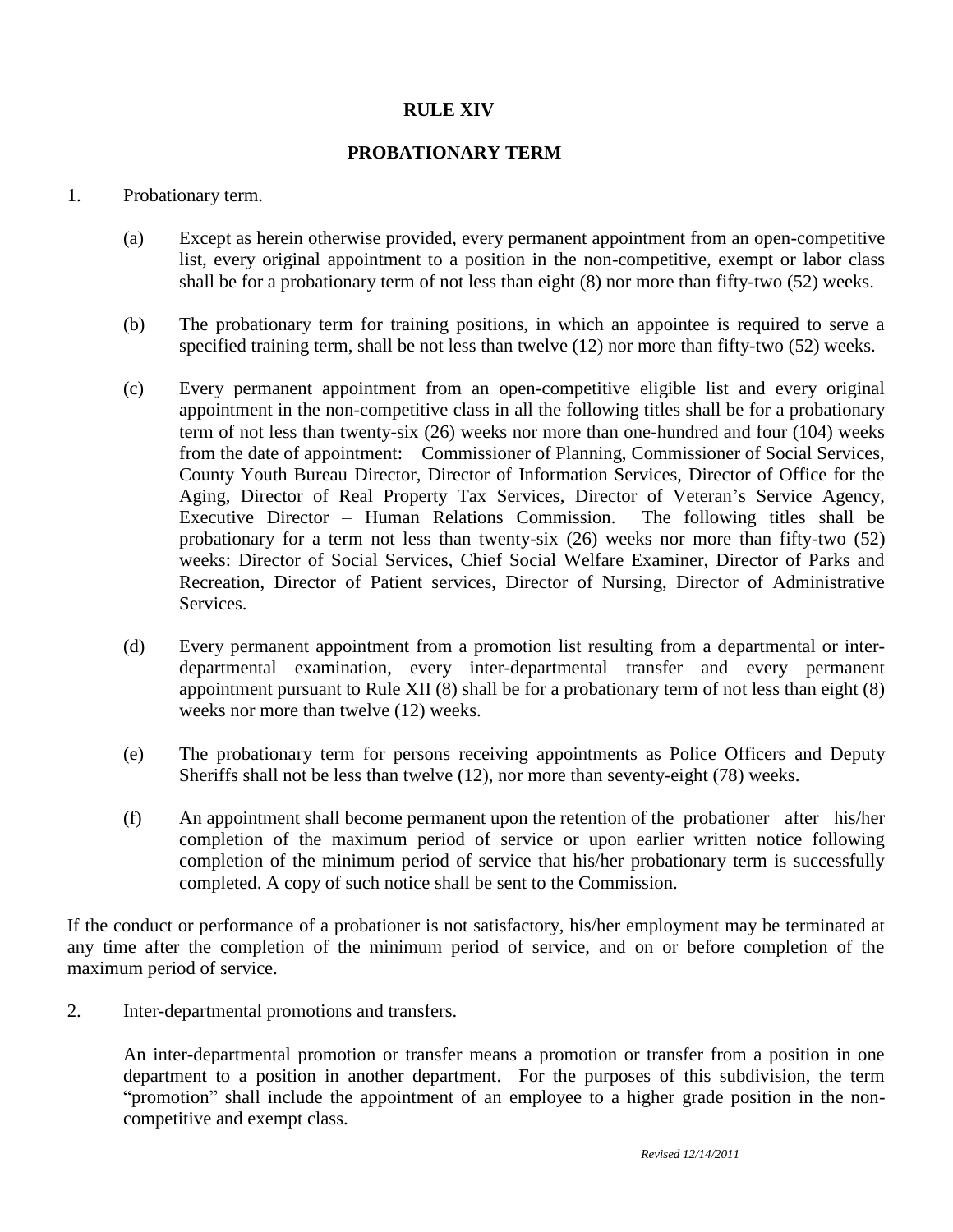# RULE XIV

## PROBATIONARY TERM

1. Probationary term.

   (a) Except as herein otherwise provided, every permanent appointment from an open-competitive list, every original appointment to a position in the non-competitive, exempt or labor class shall be for a probationary term of not less than eight (8) nor more than fifty-two (52) weeks.

   (b) The probationary term for training positions, in which an appointee is required to serve a specified training term, shall be not less than twelve (12) nor more than fifty-two (52) weeks.

   (c) Every permanent appointment from an open-competitive eligible list and every original appointment in the non-competitive class in all the following titles shall be for a probationary term of not less than twenty-six (26) weeks nor more than one-hundred and four (104) weeks from the date of appointment: Commissioner of Planning, Commissioner of Social Services, County Youth Bureau Director, Director of Information Services, Director of Office for the Aging, Director of Real Property Tax Services, Director of Veteran's Service Agency, Executive Director – Human Relations Commission. The following titles shall be probationary for a term not less than twenty-six (26) weeks nor more than fifty-two (52) weeks: Director of Social Services, Chief Social Welfare Examiner, Director of Parks and Recreation, Director of Patient services, Director of Nursing, Director of Administrative Services.

   (d) Every permanent appointment from a promotion list resulting from a departmental or inter-departmental examination, every inter-departmental transfer and every permanent appointment pursuant to Rule XII (8) shall be for a probationary term of not less than eight (8) weeks nor more than twelve (12) weeks.

   (e) The probationary term for persons receiving appointments as Police Officers and Deputy Sheriffs shall not be less than twelve (12), nor more than seventy-eight (78) weeks.

   (f) An appointment shall become permanent upon the retention of the probationer after his/her completion of the maximum period of service or upon earlier written notice following completion of the minimum period of service that his/her probationary term is successfully completed. A copy of such notice shall be sent to the Commission.

If the conduct or performance of a probationer is not satisfactory, his/her employment may be terminated at any time after the completion of the minimum period of service, and on or before completion of the maximum period of service.

2. Inter-departmental promotions and transfers.

   An inter-departmental promotion or transfer means a promotion or transfer from a position in one department to a position in another department. For the purposes of this subdivision, the term "promotion" shall include the appointment of an employee to a higher grade position in the non-competitive and exempt class.

*Revised 12/14/2011*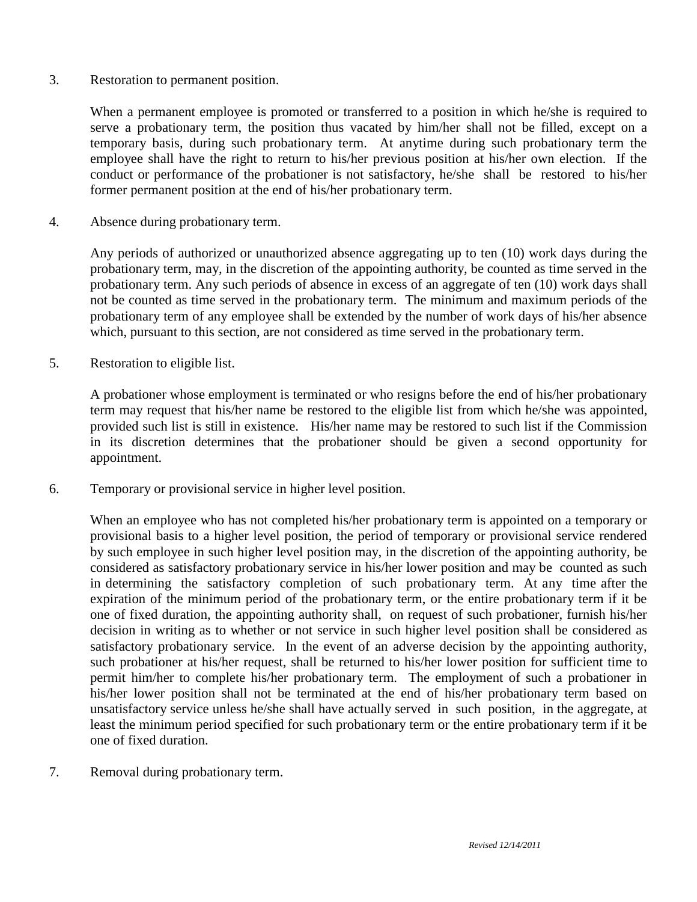3. Restoration to permanent position.

   When a permanent employee is promoted or transferred to a position in which he/she is required to serve a probationary term, the position thus vacated by him/her shall not be filled, except on a temporary basis, during such probationary term. At anytime during such probationary term the employee shall have the right to return to his/her previous position at his/her own election. If the conduct or performance of the probationer is not satisfactory, he/she shall be restored to his/her former permanent position at the end of his/her probationary term.

4. Absence during probationary term.

   Any periods of authorized or unauthorized absence aggregating up to ten (10) work days during the probationary term, may, in the discretion of the appointing authority, be counted as time served in the probationary term. Any such periods of absence in excess of an aggregate of ten (10) work days shall not be counted as time served in the probationary term. The minimum and maximum periods of the probationary term of any employee shall be extended by the number of work days of his/her absence which, pursuant to this section, are not considered as time served in the probationary term.

5. Restoration to eligible list.

   A probationer whose employment is terminated or who resigns before the end of his/her probationary term may request that his/her name be restored to the eligible list from which he/she was appointed, provided such list is still in existence. His/her name may be restored to such list if the Commission in its discretion determines that the probationer should be given a second opportunity for appointment.

6. Temporary or provisional service in higher level position.

   When an employee who has not completed his/her probationary term is appointed on a temporary or provisional basis to a higher level position, the period of temporary or provisional service rendered by such employee in such higher level position may, in the discretion of the appointing authority, be considered as satisfactory probationary service in his/her lower position and may be counted as such in determining the satisfactory completion of such probationary term. At any time after the expiration of the minimum period of the probationary term, or the entire probationary term if it be one of fixed duration, the appointing authority shall, on request of such probationer, furnish his/her decision in writing as to whether or not service in such higher level position shall be considered as satisfactory probationary service. In the event of an adverse decision by the appointing authority, such probationer at his/her request, shall be returned to his/her lower position for sufficient time to permit him/her to complete his/her probationary term. The employment of such a probationer in his/her lower position shall not be terminated at the end of his/her probationary term based on unsatisfactory service unless he/she shall have actually served in such position, in the aggregate, at least the minimum period specified for such probationary term or the entire probationary term if it be one of fixed duration.

7. Removal during probationary term.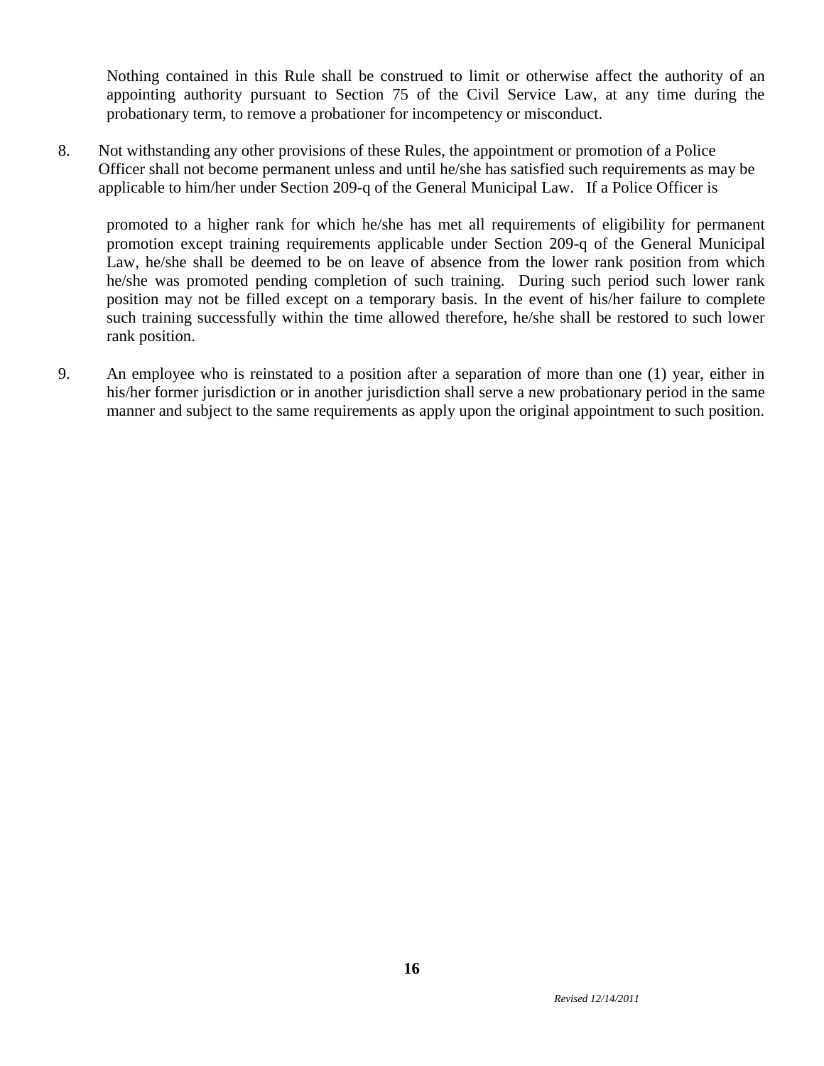Nothing contained in this Rule shall be construed to limit or otherwise affect the authority of an appointing authority pursuant to Section 75 of the Civil Service Law, at any time during the probationary term, to remove a probationer for incompetency or misconduct.

8. Not withstanding any other provisions of these Rules, the appointment or promotion of a Police Officer shall not become permanent unless and until he/she has satisfied such requirements as may be applicable to him/her under Section 209-q of the General Municipal Law. If a Police Officer is promoted to a higher rank for which he/she has met all requirements of eligibility for permanent promotion except training requirements applicable under Section 209-q of the General Municipal Law, he/she shall be deemed to be on leave of absence from the lower rank position from which he/she was promoted pending completion of such training. During such period such lower rank position may not be filled except on a temporary basis. In the event of his/her failure to complete such training successfully within the time allowed therefore, he/she shall be restored to such lower rank position.

9. An employee who is reinstated to a position after a separation of more than one (1) year, either in his/her former jurisdiction or in another jurisdiction shall serve a new probationary period in the same manner and subject to the same requirements as apply upon the original appointment to such position.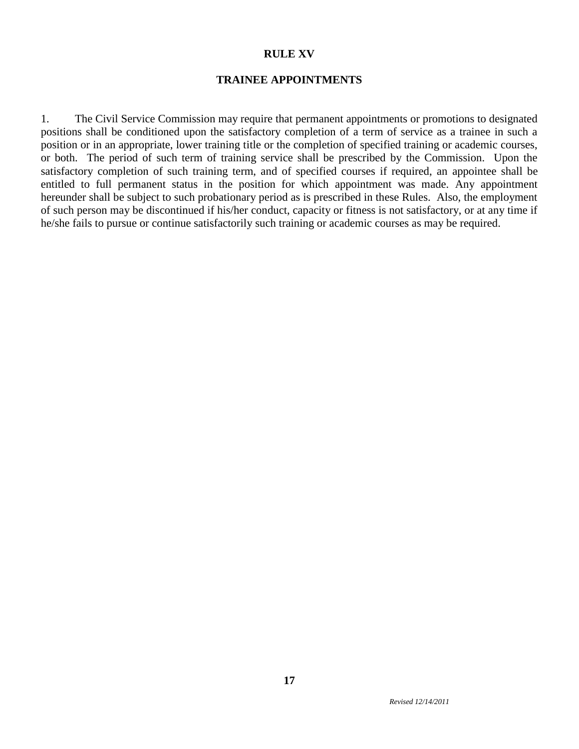# RULE XV

## TRAINEE APPOINTMENTS

1. The Civil Service Commission may require that permanent appointments or promotions to designated positions shall be conditioned upon the satisfactory completion of a term of service as a trainee in such a position or in an appropriate, lower training title or the completion of specified training or academic courses, or both. The period of such term of training service shall be prescribed by the Commission. Upon the satisfactory completion of such training term, and of specified courses if required, an appointee shall be entitled to full permanent status in the position for which appointment was made. Any appointment hereunder shall be subject to such probationary period as is prescribed in these Rules. Also, the employment of such person may be discontinued if his/her conduct, capacity or fitness is not satisfactory, or at any time if he/she fails to pursue or continue satisfactorily such training or academic courses as may be required.

*Revised 12/14/2011*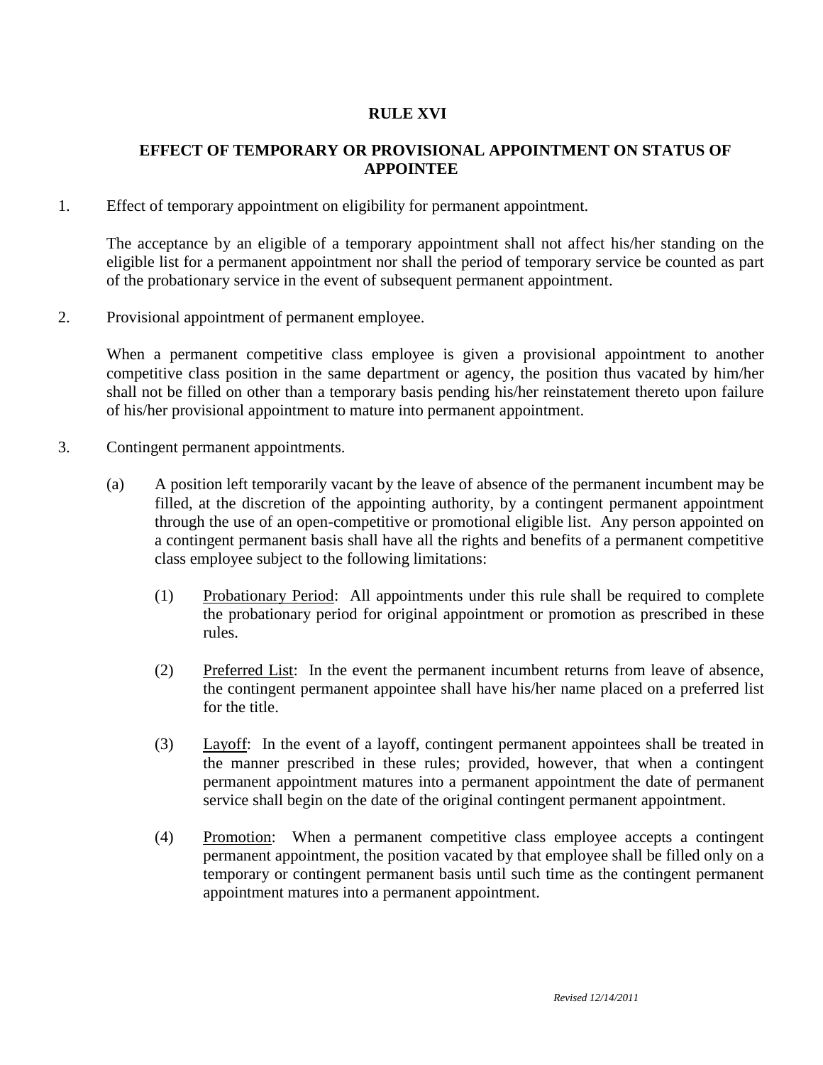# RULE XVI

## EFFECT OF TEMPORARY OR PROVISIONAL APPOINTMENT ON STATUS OF APPOINTEE

1. Effect of temporary appointment on eligibility for permanent appointment.

   The acceptance by an eligible of a temporary appointment shall not affect his/her standing on the eligible list for a permanent appointment nor shall the period of temporary service be counted as part of the probationary service in the event of subsequent permanent appointment.

2. Provisional appointment of permanent employee.

   When a permanent competitive class employee is given a provisional appointment to another competitive class position in the same department or agency, the position thus vacated by him/her shall not be filled on other than a temporary basis pending his/her reinstatement thereto upon failure of his/her provisional appointment to mature into permanent appointment.

3. Contingent permanent appointments.

   (a) A position left temporarily vacant by the leave of absence of the permanent incumbent may be filled, at the discretion of the appointing authority, by a contingent permanent appointment through the use of an open-competitive or promotional eligible list. Any person appointed on a contingent permanent basis shall have all the rights and benefits of a permanent competitive class employee subject to the following limitations:

      (1) Probationary Period: All appointments under this rule shall be required to complete the probationary period for original appointment or promotion as prescribed in these rules.

      (2) Preferred List: In the event the permanent incumbent returns from leave of absence, the contingent permanent appointee shall have his/her name placed on a preferred list for the title.

      (3) Layoff: In the event of a layoff, contingent permanent appointees shall be treated in the manner prescribed in these rules; provided, however, that when a contingent permanent appointment matures into a permanent appointment the date of permanent service shall begin on the date of the original contingent permanent appointment.

      (4) Promotion: When a permanent competitive class employee accepts a contingent permanent appointment, the position vacated by that employee shall be filled only on a temporary or contingent permanent basis until such time as the contingent permanent appointment matures into a permanent appointment.

*Revised 12/14/2011*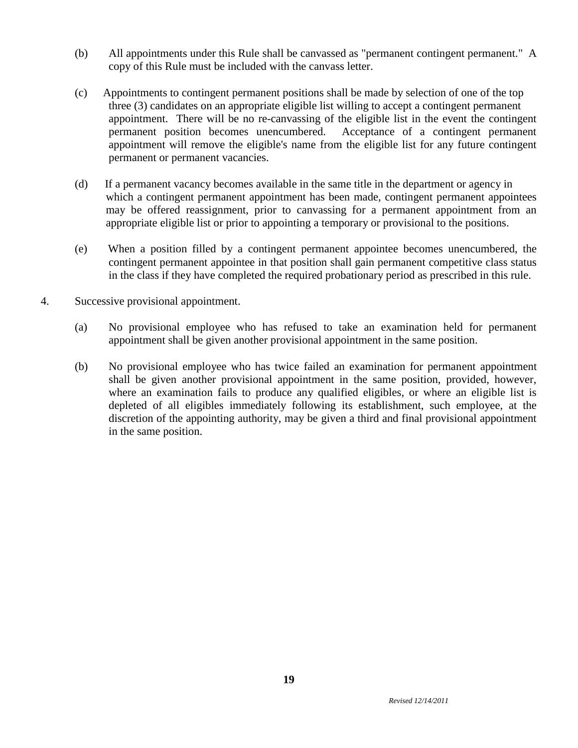(b) All appointments under this Rule shall be canvassed as "permanent contingent permanent." A copy of this Rule must be included with the canvass letter.

(c) Appointments to contingent permanent positions shall be made by selection of one of the top three (3) candidates on an appropriate eligible list willing to accept a contingent permanent appointment. There will be no re-canvassing of the eligible list in the event the contingent permanent position becomes unencumbered. Acceptance of a contingent permanent appointment will remove the eligible's name from the eligible list for any future contingent permanent or permanent vacancies.

(d) If a permanent vacancy becomes available in the same title in the department or agency in which a contingent permanent appointment has been made, contingent permanent appointees may be offered reassignment, prior to canvassing for a permanent appointment from an appropriate eligible list or prior to appointing a temporary or provisional to the positions.

(e) When a position filled by a contingent permanent appointee becomes unencumbered, the contingent permanent appointee in that position shall gain permanent competitive class status in the class if they have completed the required probationary period as prescribed in this rule.

4. Successive provisional appointment.

(a) No provisional employee who has refused to take an examination held for permanent appointment shall be given another provisional appointment in the same position.

(b) No provisional employee who has twice failed an examination for permanent appointment shall be given another provisional appointment in the same position, provided, however, where an examination fails to produce any qualified eligibles, or where an eligible list is depleted of all eligibles immediately following its establishment, such employee, at the discretion of the appointing authority, may be given a third and final provisional appointment in the same position.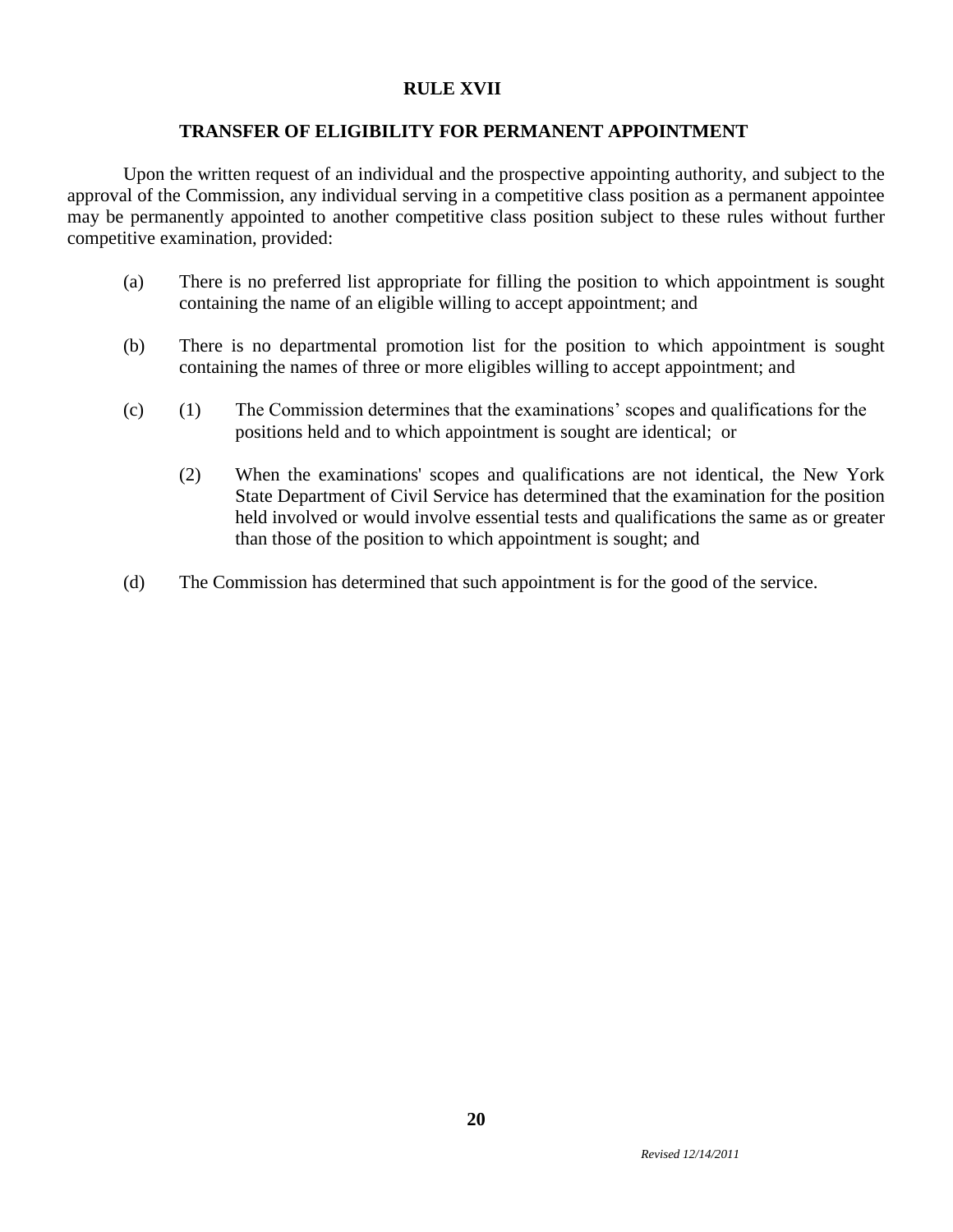## RULE XVII

## TRANSFER OF ELIGIBILITY FOR PERMANENT APPOINTMENT

Upon the written request of an individual and the prospective appointing authority, and subject to the approval of the Commission, any individual serving in a competitive class position as a permanent appointee may be permanently appointed to another competitive class position subject to these rules without further competitive examination, provided:

(a) There is no preferred list appropriate for filling the position to which appointment is sought containing the name of an eligible willing to accept appointment; and

(b) There is no departmental promotion list for the position to which appointment is sought containing the names of three or more eligibles willing to accept appointment; and

(c) (1) The Commission determines that the examinations' scopes and qualifications for the positions held and to which appointment is sought are identical; or

(2) When the examinations' scopes and qualifications are not identical, the New York State Department of Civil Service has determined that the examination for the position held involved or would involve essential tests and qualifications the same as or greater than those of the position to which appointment is sought; and

(d) The Commission has determined that such appointment is for the good of the service.

*Revised 12/14/2011*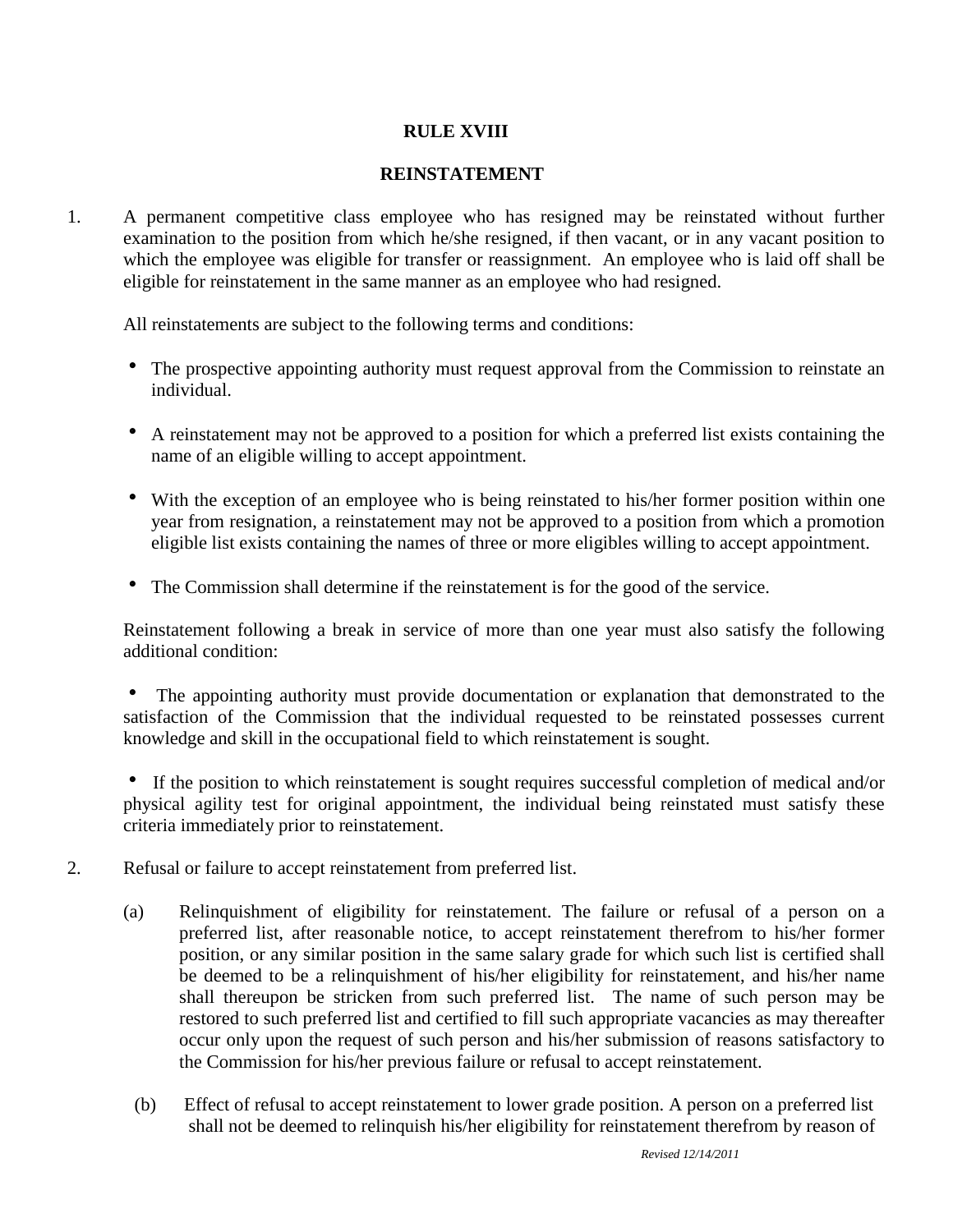# RULE XVIII

## REINSTATEMENT

1. A permanent competitive class employee who has resigned may be reinstated without further examination to the position from which he/she resigned, if then vacant, or in any vacant position to which the employee was eligible for transfer or reassignment. An employee who is laid off shall be eligible for reinstatement in the same manner as an employee who had resigned.

   All reinstatements are subject to the following terms and conditions:

   - The prospective appointing authority must request approval from the Commission to reinstate an individual.
   - A reinstatement may not be approved to a position for which a preferred list exists containing the name of an eligible willing to accept appointment.
   - With the exception of an employee who is being reinstated to his/her former position within one year from resignation, a reinstatement may not be approved to a position from which a promotion eligible list exists containing the names of three or more eligibles willing to accept appointment.
   - The Commission shall determine if the reinstatement is for the good of the service.

   Reinstatement following a break in service of more than one year must also satisfy the following additional condition:

   - The appointing authority must provide documentation or explanation that demonstrated to the satisfaction of the Commission that the individual requested to be reinstated possesses current knowledge and skill in the occupational field to which reinstatement is sought.
   - If the position to which reinstatement is sought requires successful completion of medical and/or physical agility test for original appointment, the individual being reinstated must satisfy these criteria immediately prior to reinstatement.

2. Refusal or failure to accept reinstatement from preferred list.

   (a) Relinquishment of eligibility for reinstatement. The failure or refusal of a person on a preferred list, after reasonable notice, to accept reinstatement therefrom to his/her former position, or any similar position in the same salary grade for which such list is certified shall be deemed to be a relinquishment of his/her eligibility for reinstatement, and his/her name shall thereupon be stricken from such preferred list. The name of such person may be restored to such preferred list and certified to fill such appropriate vacancies as may thereafter occur only upon the request of such person and his/her submission of reasons satisfactory to the Commission for his/her previous failure or refusal to accept reinstatement.

   (b) Effect of refusal to accept reinstatement to lower grade position. A person on a preferred list shall not be deemed to relinquish his/her eligibility for reinstatement therefrom by reason of

*Revised 12/14/2011*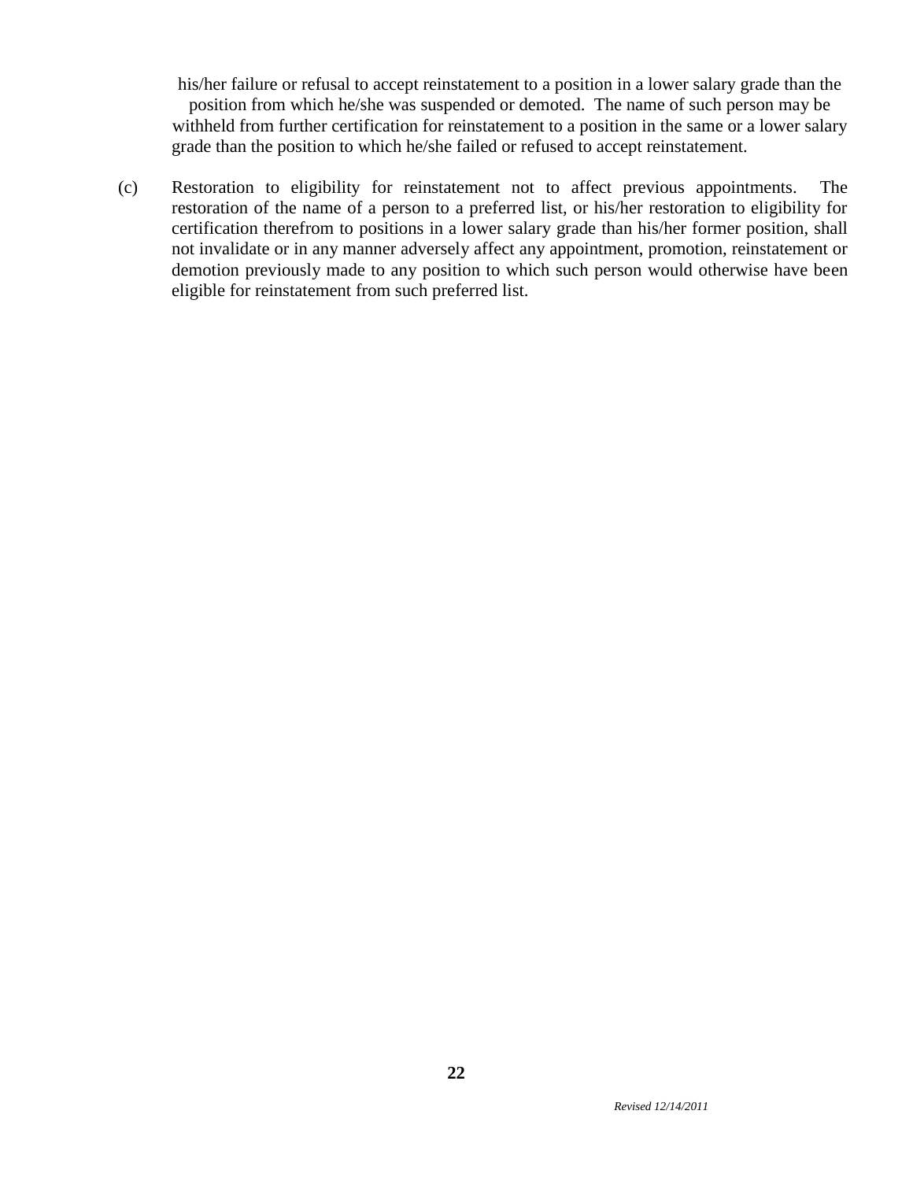his/her failure or refusal to accept reinstatement to a position in a lower salary grade than the position from which he/she was suspended or demoted. The name of such person may be withheld from further certification for reinstatement to a position in the same or a lower salary grade than the position to which he/she failed or refused to accept reinstatement.

(c) Restoration to eligibility for reinstatement not to affect previous appointments. The restoration of the name of a person to a preferred list, or his/her restoration to eligibility for certification therefrom to positions in a lower salary grade than his/her former position, shall not invalidate or in any manner adversely affect any appointment, promotion, reinstatement or demotion previously made to any position to which such person would otherwise have been eligible for reinstatement from such preferred list.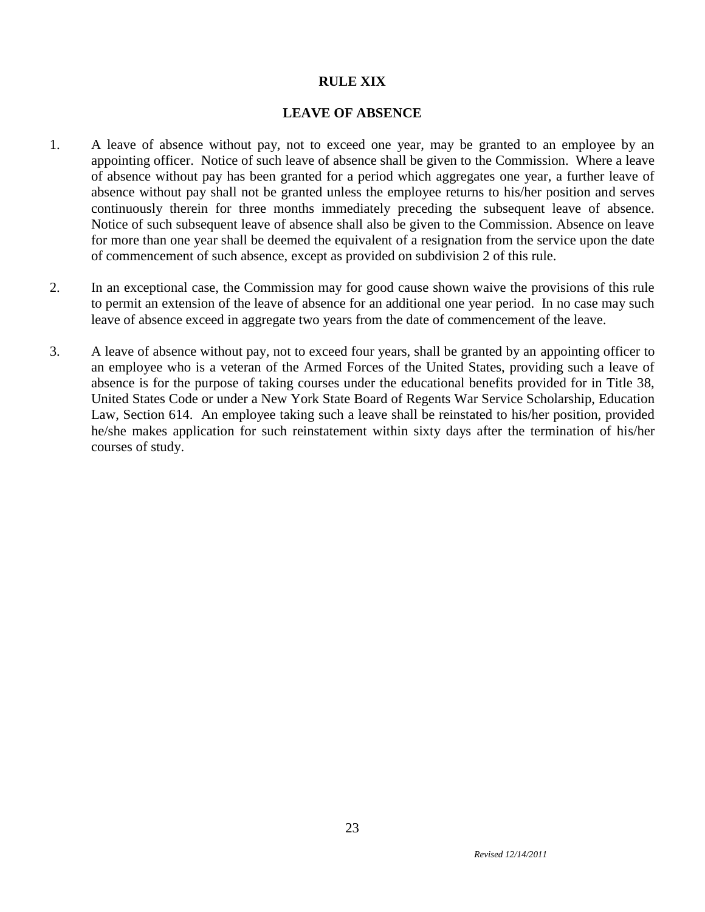# RULE XIX

## LEAVE OF ABSENCE

1. A leave of absence without pay, not to exceed one year, may be granted to an employee by an appointing officer. Notice of such leave of absence shall be given to the Commission. Where a leave of absence without pay has been granted for a period which aggregates one year, a further leave of absence without pay shall not be granted unless the employee returns to his/her position and serves continuously therein for three months immediately preceding the subsequent leave of absence. Notice of such subsequent leave of absence shall also be given to the Commission. Absence on leave for more than one year shall be deemed the equivalent of a resignation from the service upon the date of commencement of such absence, except as provided on subdivision 2 of this rule.

2. In an exceptional case, the Commission may for good cause shown waive the provisions of this rule to permit an extension of the leave of absence for an additional one year period. In no case may such leave of absence exceed in aggregate two years from the date of commencement of the leave.

3. A leave of absence without pay, not to exceed four years, shall be granted by an appointing officer to an employee who is a veteran of the Armed Forces of the United States, providing such a leave of absence is for the purpose of taking courses under the educational benefits provided for in Title 38, United States Code or under a New York State Board of Regents War Service Scholarship, Education Law, Section 614. An employee taking such a leave shall be reinstated to his/her position, provided he/she makes application for such reinstatement within sixty days after the termination of his/her courses of study.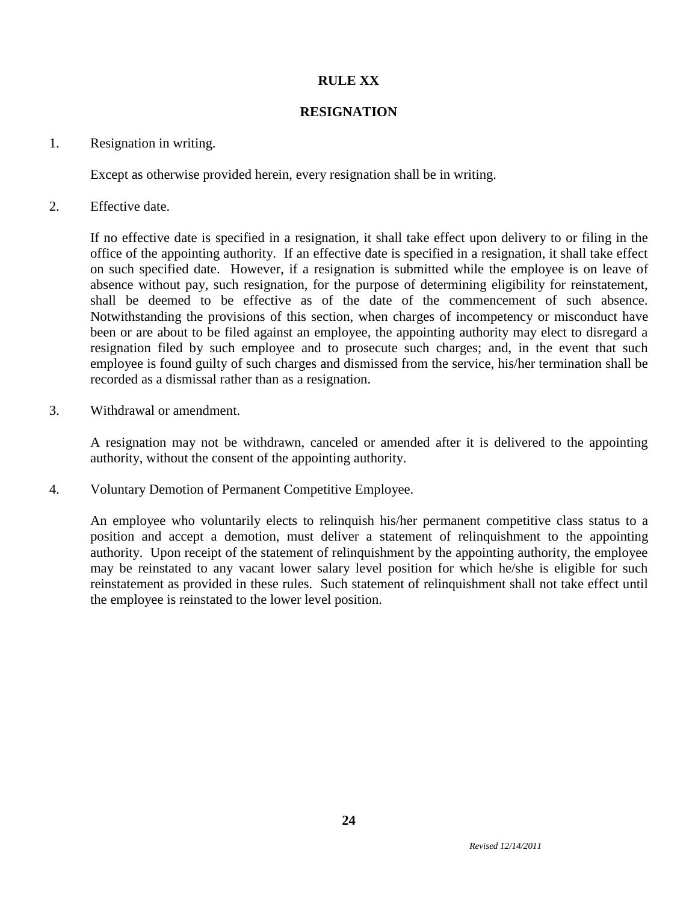# RULE XX

## RESIGNATION

1. Resignation in writing.

   Except as otherwise provided herein, every resignation shall be in writing.

2. Effective date.

   If no effective date is specified in a resignation, it shall take effect upon delivery to or filing in the office of the appointing authority. If an effective date is specified in a resignation, it shall take effect on such specified date. However, if a resignation is submitted while the employee is on leave of absence without pay, such resignation, for the purpose of determining eligibility for reinstatement, shall be deemed to be effective as of the date of the commencement of such absence. Notwithstanding the provisions of this section, when charges of incompetency or misconduct have been or are about to be filed against an employee, the appointing authority may elect to disregard a resignation filed by such employee and to prosecute such charges; and, in the event that such employee is found guilty of such charges and dismissed from the service, his/her termination shall be recorded as a dismissal rather than as a resignation.

3. Withdrawal or amendment.

   A resignation may not be withdrawn, canceled or amended after it is delivered to the appointing authority, without the consent of the appointing authority.

4. Voluntary Demotion of Permanent Competitive Employee.

   An employee who voluntarily elects to relinquish his/her permanent competitive class status to a position and accept a demotion, must deliver a statement of relinquishment to the appointing authority. Upon receipt of the statement of relinquishment by the appointing authority, the employee may be reinstated to any vacant lower salary level position for which he/she is eligible for such reinstatement as provided in these rules. Such statement of relinquishment shall not take effect until the employee is reinstated to the lower level position.

*Revised 12/14/2011*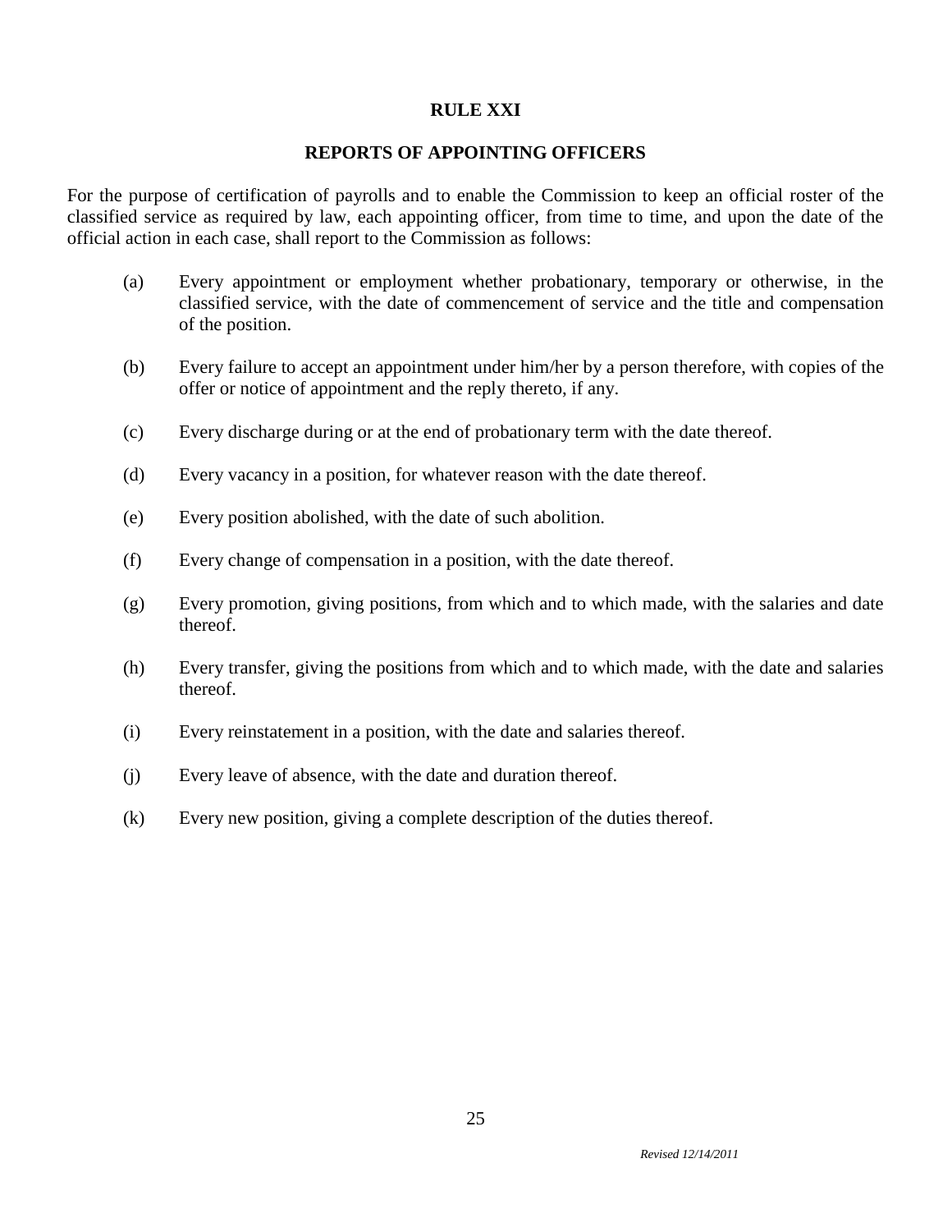# RULE XXI

## REPORTS OF APPOINTING OFFICERS

For the purpose of certification of payrolls and to enable the Commission to keep an official roster of the classified service as required by law, each appointing officer, from time to time, and upon the date of the official action in each case, shall report to the Commission as follows:

(a) Every appointment or employment whether probationary, temporary or otherwise, in the classified service, with the date of commencement of service and the title and compensation of the position.

(b) Every failure to accept an appointment under him/her by a person therefore, with copies of the offer or notice of appointment and the reply thereto, if any.

(c) Every discharge during or at the end of probationary term with the date thereof.

(d) Every vacancy in a position, for whatever reason with the date thereof.

(e) Every position abolished, with the date of such abolition.

(f) Every change of compensation in a position, with the date thereof.

(g) Every promotion, giving positions, from which and to which made, with the salaries and date thereof.

(h) Every transfer, giving the positions from which and to which made, with the date and salaries thereof.

(i) Every reinstatement in a position, with the date and salaries thereof.

(j) Every leave of absence, with the date and duration thereof.

(k) Every new position, giving a complete description of the duties thereof.

*Revised 12/14/2011*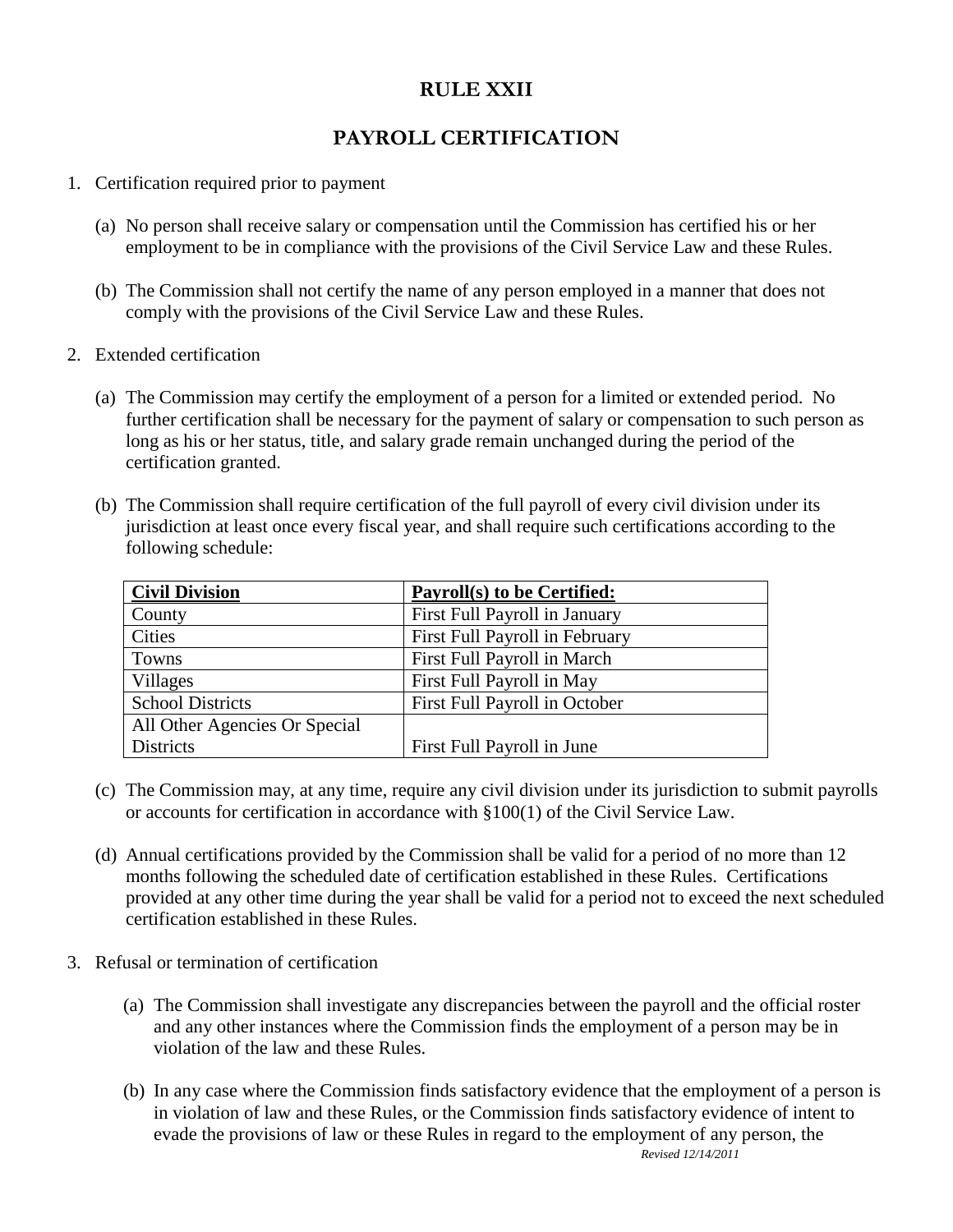# RULE XXII

# PAYROLL CERTIFICATION

1. Certification required prior to payment

   (a) No person shall receive salary or compensation until the Commission has certified his or her employment to be in compliance with the provisions of the Civil Service Law and these Rules.

   (b) The Commission shall not certify the name of any person employed in a manner that does not comply with the provisions of the Civil Service Law and these Rules.

2. Extended certification

   (a) The Commission may certify the employment of a person for a limited or extended period. No further certification shall be necessary for the payment of salary or compensation to such person as long as his or her status, title, and salary grade remain unchanged during the period of the certification granted.

   (b) The Commission shall require certification of the full payroll of every civil division under its jurisdiction at least once every fiscal year, and shall require such certifications according to the following schedule:

| **Civil Division** | **Payroll(s) to be Certified:** |
|---|---|
| County | First Full Payroll in January |
| Cities | First Full Payroll in February |
| Towns | First Full Payroll in March |
| Villages | First Full Payroll in May |
| School Districts | First Full Payroll in October |
| All Other Agencies Or Special Districts | First Full Payroll in June |

   (c) The Commission may, at any time, require any civil division under its jurisdiction to submit payrolls or accounts for certification in accordance with §100(1) of the Civil Service Law.

   (d) Annual certifications provided by the Commission shall be valid for a period of no more than 12 months following the scheduled date of certification established in these Rules. Certifications provided at any other time during the year shall be valid for a period not to exceed the next scheduled certification established in these Rules.

3. Refusal or termination of certification

   (a) The Commission shall investigate any discrepancies between the payroll and the official roster and any other instances where the Commission finds the employment of a person may be in violation of the law and these Rules.

   (b) In any case where the Commission finds satisfactory evidence that the employment of a person is in violation of law and these Rules, or the Commission finds satisfactory evidence of intent to evade the provisions of law or these Rules in regard to the employment of any person, the

*Revised 12/14/2011*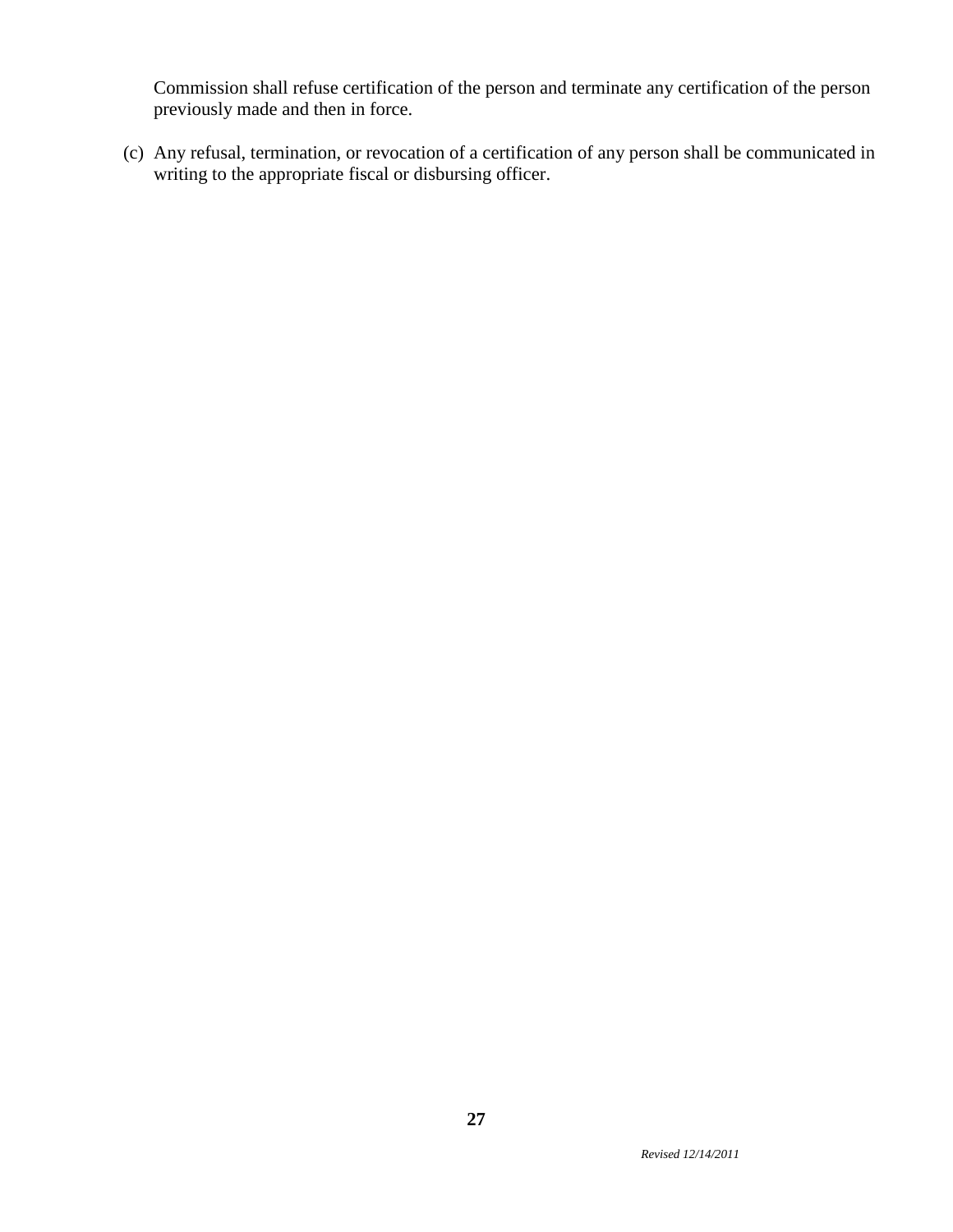Commission shall refuse certification of the person and terminate any certification of the person previously made and then in force.

(c) Any refusal, termination, or revocation of a certification of any person shall be communicated in writing to the appropriate fiscal or disbursing officer.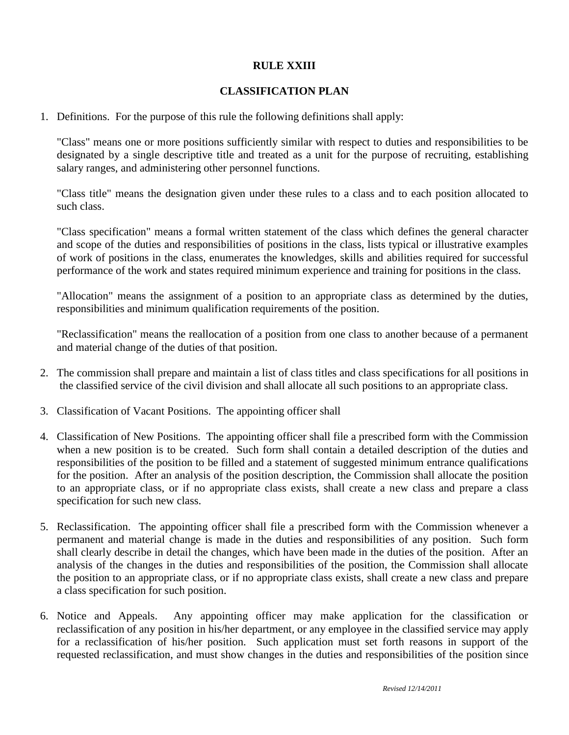**RULE XXIII**

**CLASSIFICATION PLAN**

1. Definitions. For the purpose of this rule the following definitions shall apply:

   "Class" means one or more positions sufficiently similar with respect to duties and responsibilities to be designated by a single descriptive title and treated as a unit for the purpose of recruiting, establishing salary ranges, and administering other personnel functions.

   "Class title" means the designation given under these rules to a class and to each position allocated to such class.

   "Class specification" means a formal written statement of the class which defines the general character and scope of the duties and responsibilities of positions in the class, lists typical or illustrative examples of work of positions in the class, enumerates the knowledges, skills and abilities required for successful performance of the work and states required minimum experience and training for positions in the class.

   "Allocation" means the assignment of a position to an appropriate class as determined by the duties, responsibilities and minimum qualification requirements of the position.

   "Reclassification" means the reallocation of a position from one class to another because of a permanent and material change of the duties of that position.

2. The commission shall prepare and maintain a list of class titles and class specifications for all positions in the classified service of the civil division and shall allocate all such positions to an appropriate class.

3. Classification of Vacant Positions. The appointing officer shall

4. Classification of New Positions. The appointing officer shall file a prescribed form with the Commission when a new position is to be created. Such form shall contain a detailed description of the duties and responsibilities of the position to be filled and a statement of suggested minimum entrance qualifications for the position. After an analysis of the position description, the Commission shall allocate the position to an appropriate class, or if no appropriate class exists, shall create a new class and prepare a class specification for such new class.

5. Reclassification. The appointing officer shall file a prescribed form with the Commission whenever a permanent and material change is made in the duties and responsibilities of any position. Such form shall clearly describe in detail the changes, which have been made in the duties of the position. After an analysis of the changes in the duties and responsibilities of the position, the Commission shall allocate the position to an appropriate class, or if no appropriate class exists, shall create a new class and prepare a class specification for such position.

6. Notice and Appeals. Any appointing officer may make application for the classification or reclassification of any position in his/her department, or any employee in the classified service may apply for a reclassification of his/her position. Such application must set forth reasons in support of the requested reclassification, and must show changes in the duties and responsibilities of the position since

*Revised 12/14/2011*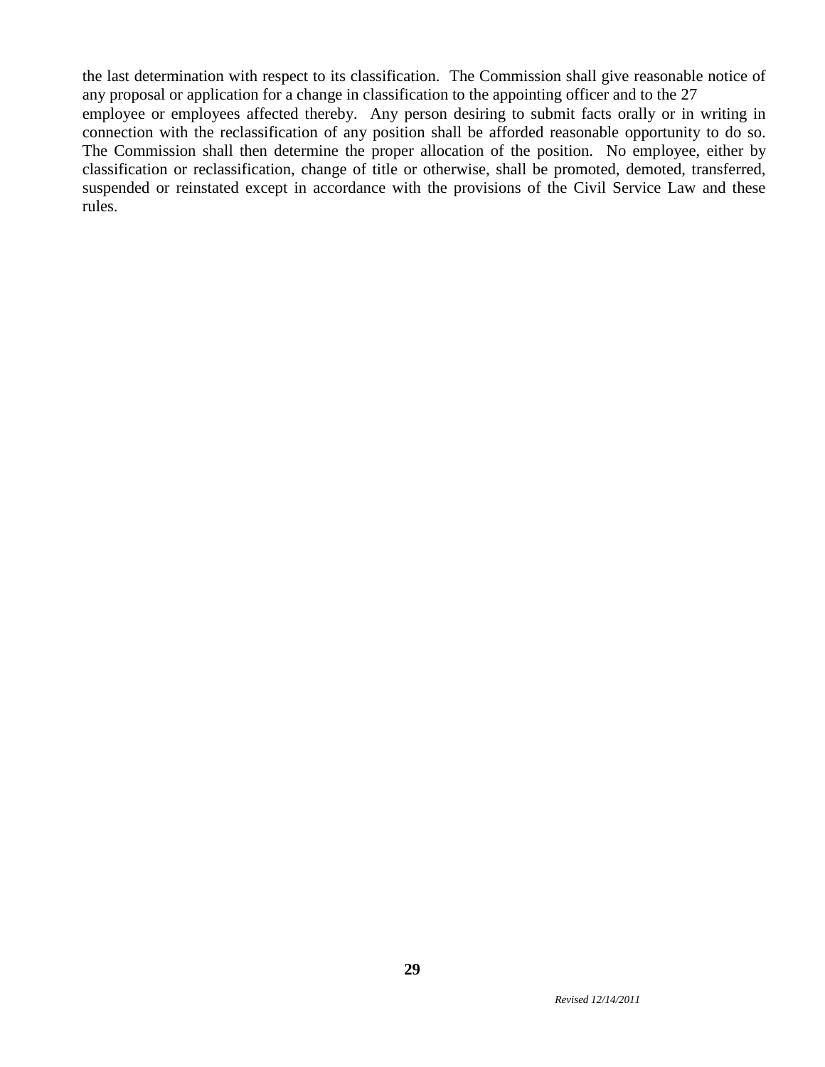the last determination with respect to its classification. The Commission shall give reasonable notice of any proposal or application for a change in classification to the appointing officer and to the 27 employee or employees affected thereby. Any person desiring to submit facts orally or in writing in connection with the reclassification of any position shall be afforded reasonable opportunity to do so. The Commission shall then determine the proper allocation of the position. No employee, either by classification or reclassification, change of title or otherwise, shall be promoted, demoted, transferred, suspended or reinstated except in accordance with the provisions of the Civil Service Law and these rules.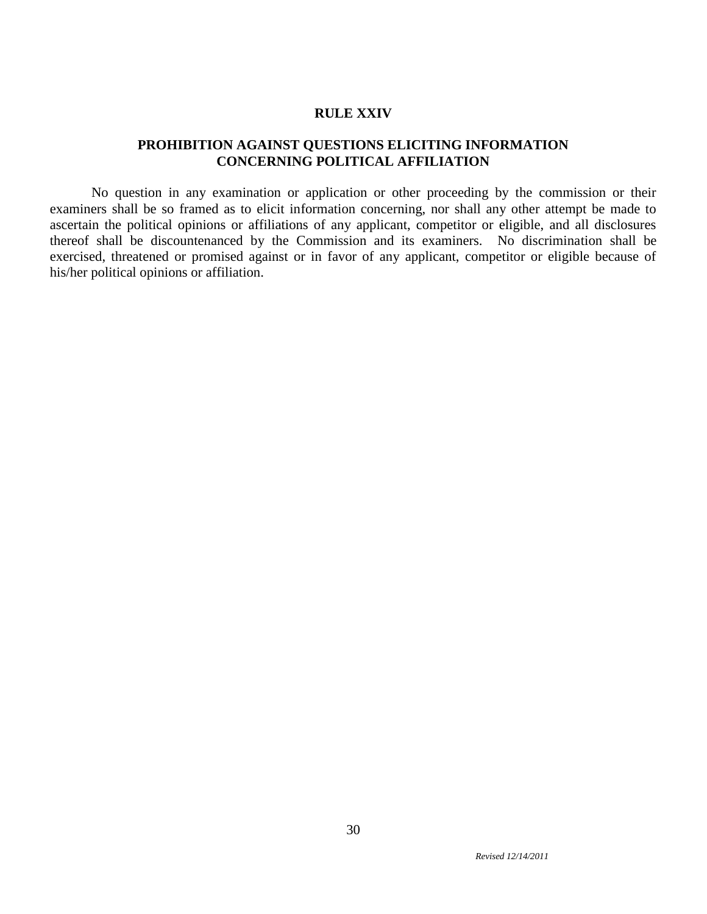## RULE XXIV

### PROHIBITION AGAINST QUESTIONS ELICITING INFORMATION CONCERNING POLITICAL AFFILIATION

No question in any examination or application or other proceeding by the commission or their examiners shall be so framed as to elicit information concerning, nor shall any other attempt be made to ascertain the political opinions or affiliations of any applicant, competitor or eligible, and all disclosures thereof shall be discountenanced by the Commission and its examiners. No discrimination shall be exercised, threatened or promised against or in favor of any applicant, competitor or eligible because of his/her political opinions or affiliation.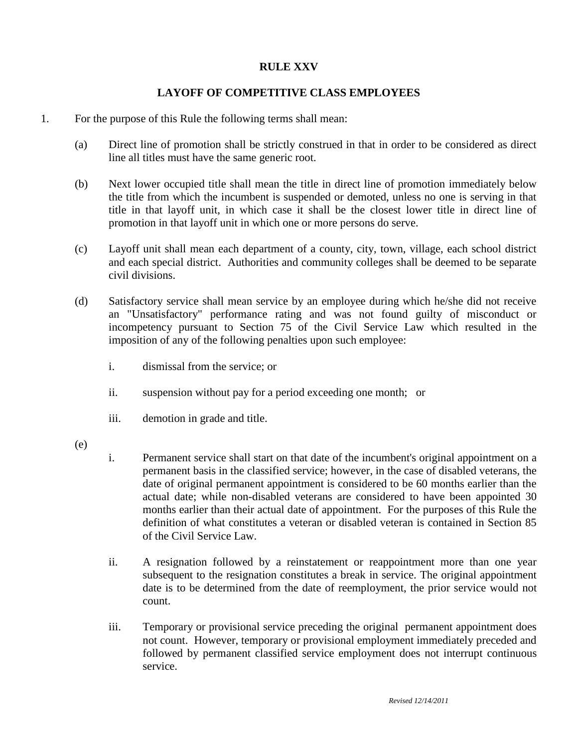# RULE XXV

## LAYOFF OF COMPETITIVE CLASS EMPLOYEES

1. For the purpose of this Rule the following terms shall mean:

   (a) Direct line of promotion shall be strictly construed in that in order to be considered as direct line all titles must have the same generic root.

   (b) Next lower occupied title shall mean the title in direct line of promotion immediately below the title from which the incumbent is suspended or demoted, unless no one is serving in that title in that layoff unit, in which case it shall be the closest lower title in direct line of promotion in that layoff unit in which one or more persons do serve.

   (c) Layoff unit shall mean each department of a county, city, town, village, each school district and each special district. Authorities and community colleges shall be deemed to be separate civil divisions.

   (d) Satisfactory service shall mean service by an employee during which he/she did not receive an "Unsatisfactory" performance rating and was not found guilty of misconduct or incompetency pursuant to Section 75 of the Civil Service Law which resulted in the imposition of any of the following penalties upon such employee:

      i. dismissal from the service; or

      ii. suspension without pay for a period exceeding one month; or

      iii. demotion in grade and title.

   (e)

      i. Permanent service shall start on that date of the incumbent's original appointment on a permanent basis in the classified service; however, in the case of disabled veterans, the date of original permanent appointment is considered to be 60 months earlier than the actual date; while non-disabled veterans are considered to have been appointed 30 months earlier than their actual date of appointment. For the purposes of this Rule the definition of what constitutes a veteran or disabled veteran is contained in Section 85 of the Civil Service Law.

      ii. A resignation followed by a reinstatement or reappointment more than one year subsequent to the resignation constitutes a break in service. The original appointment date is to be determined from the date of reemployment, the prior service would not count.

      iii. Temporary or provisional service preceding the original permanent appointment does not count. However, temporary or provisional employment immediately preceded and followed by permanent classified service employment does not interrupt continuous service.

*Revised 12/14/2011*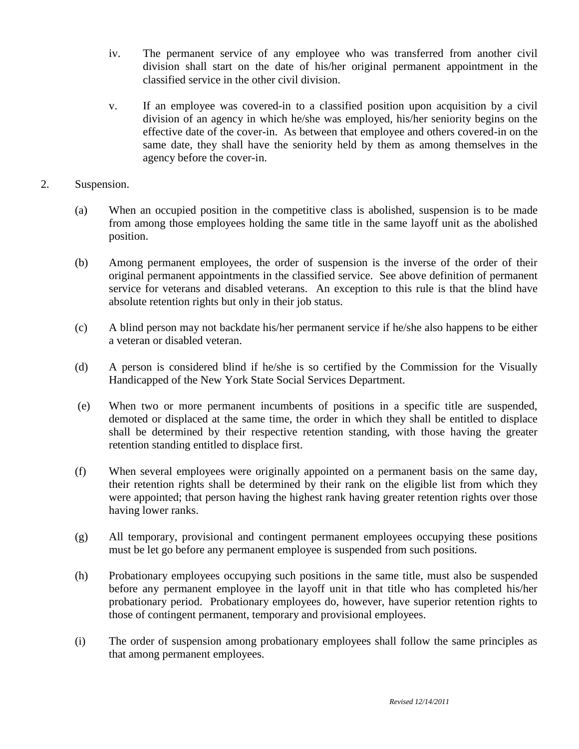iv. The permanent service of any employee who was transferred from another civil division shall start on the date of his/her original permanent appointment in the classified service in the other civil division.

v. If an employee was covered-in to a classified position upon acquisition by a civil division of an agency in which he/she was employed, his/her seniority begins on the effective date of the cover-in. As between that employee and others covered-in on the same date, they shall have the seniority held by them as among themselves in the agency before the cover-in.

2. Suspension.

(a) When an occupied position in the competitive class is abolished, suspension is to be made from among those employees holding the same title in the same layoff unit as the abolished position.

(b) Among permanent employees, the order of suspension is the inverse of the order of their original permanent appointments in the classified service. See above definition of permanent service for veterans and disabled veterans. An exception to this rule is that the blind have absolute retention rights but only in their job status.

(c) A blind person may not backdate his/her permanent service if he/she also happens to be either a veteran or disabled veteran.

(d) A person is considered blind if he/she is so certified by the Commission for the Visually Handicapped of the New York State Social Services Department.

(e) When two or more permanent incumbents of positions in a specific title are suspended, demoted or displaced at the same time, the order in which they shall be entitled to displace shall be determined by their respective retention standing, with those having the greater retention standing entitled to displace first.

(f) When several employees were originally appointed on a permanent basis on the same day, their retention rights shall be determined by their rank on the eligible list from which they were appointed; that person having the highest rank having greater retention rights over those having lower ranks.

(g) All temporary, provisional and contingent permanent employees occupying these positions must be let go before any permanent employee is suspended from such positions.

(h) Probationary employees occupying such positions in the same title, must also be suspended before any permanent employee in the layoff unit in that title who has completed his/her probationary period. Probationary employees do, however, have superior retention rights to those of contingent permanent, temporary and provisional employees.

(i) The order of suspension among probationary employees shall follow the same principles as that among permanent employees.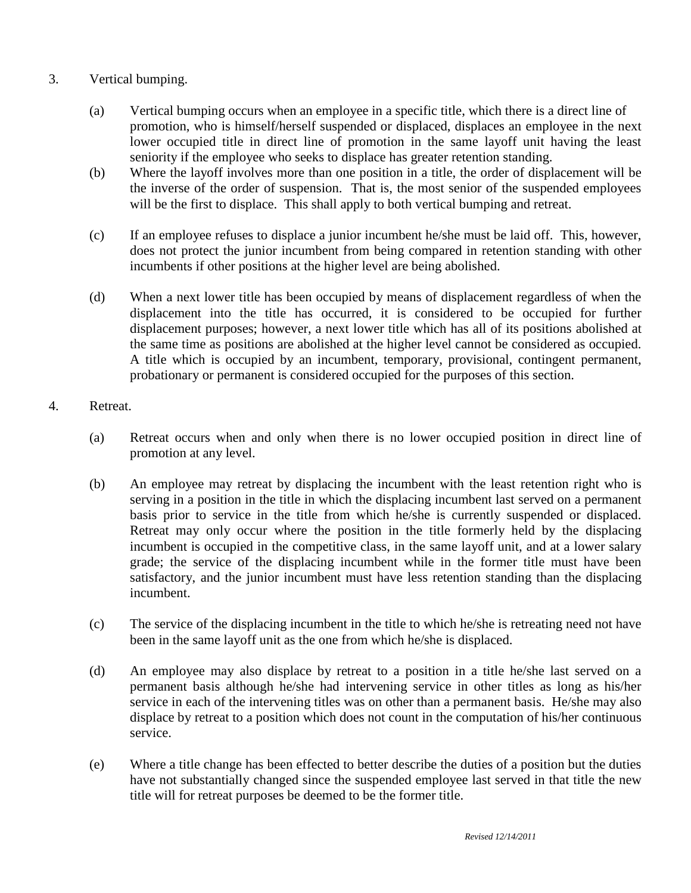3. Vertical bumping.

   (a) Vertical bumping occurs when an employee in a specific title, which there is a direct line of promotion, who is himself/herself suspended or displaced, displaces an employee in the next lower occupied title in direct line of promotion in the same layoff unit having the least seniority if the employee who seeks to displace has greater retention standing.

   (b) Where the layoff involves more than one position in a title, the order of displacement will be the inverse of the order of suspension. That is, the most senior of the suspended employees will be the first to displace. This shall apply to both vertical bumping and retreat.

   (c) If an employee refuses to displace a junior incumbent he/she must be laid off. This, however, does not protect the junior incumbent from being compared in retention standing with other incumbents if other positions at the higher level are being abolished.

   (d) When a next lower title has been occupied by means of displacement regardless of when the displacement into the title has occurred, it is considered to be occupied for further displacement purposes; however, a next lower title which has all of its positions abolished at the same time as positions are abolished at the higher level cannot be considered as occupied. A title which is occupied by an incumbent, temporary, provisional, contingent permanent, probationary or permanent is considered occupied for the purposes of this section.

4. Retreat.

   (a) Retreat occurs when and only when there is no lower occupied position in direct line of promotion at any level.

   (b) An employee may retreat by displacing the incumbent with the least retention right who is serving in a position in the title in which the displacing incumbent last served on a permanent basis prior to service in the title from which he/she is currently suspended or displaced. Retreat may only occur where the position in the title formerly held by the displacing incumbent is occupied in the competitive class, in the same layoff unit, and at a lower salary grade; the service of the displacing incumbent while in the former title must have been satisfactory, and the junior incumbent must have less retention standing than the displacing incumbent.

   (c) The service of the displacing incumbent in the title to which he/she is retreating need not have been in the same layoff unit as the one from which he/she is displaced.

   (d) An employee may also displace by retreat to a position in a title he/she last served on a permanent basis although he/she had intervening service in other titles as long as his/her service in each of the intervening titles was on other than a permanent basis. He/she may also displace by retreat to a position which does not count in the computation of his/her continuous service.

   (e) Where a title change has been effected to better describe the duties of a position but the duties have not substantially changed since the suspended employee last served in that title the new title will for retreat purposes be deemed to be the former title.

*Revised 12/14/2011*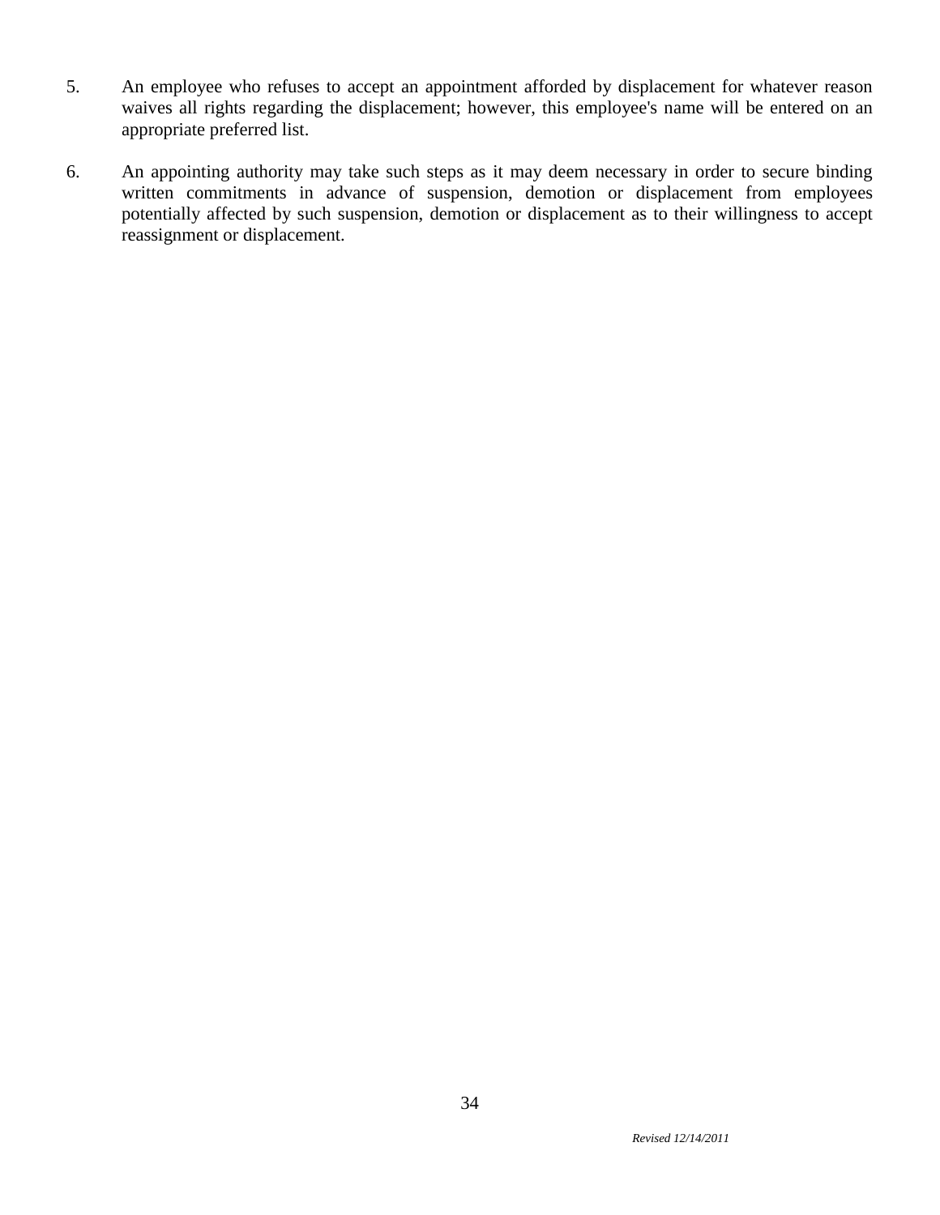5. An employee who refuses to accept an appointment afforded by displacement for whatever reason waives all rights regarding the displacement; however, this employee's name will be entered on an appropriate preferred list.

6. An appointing authority may take such steps as it may deem necessary in order to secure binding written commitments in advance of suspension, demotion or displacement from employees potentially affected by such suspension, demotion or displacement as to their willingness to accept reassignment or displacement.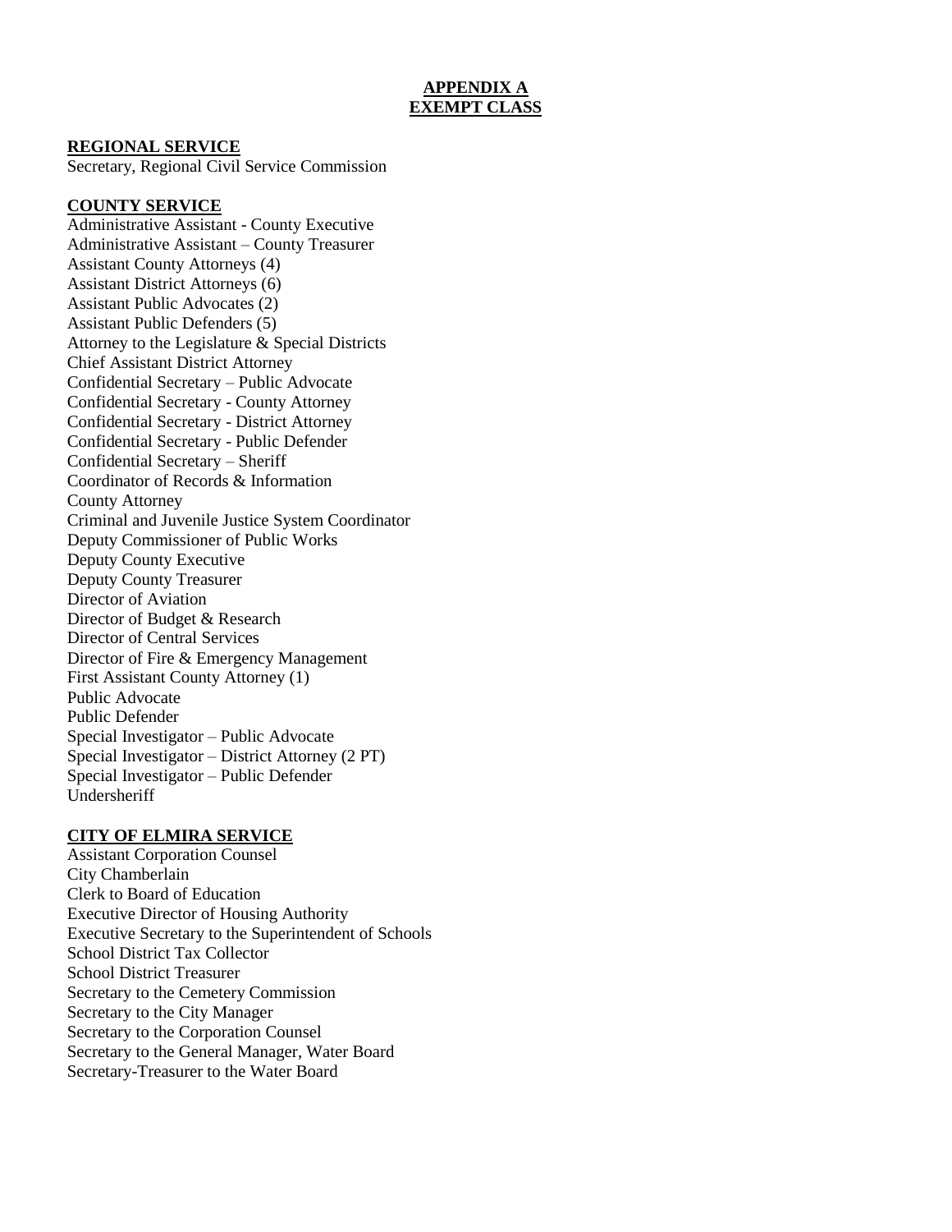# APPENDIX A
# EXEMPT CLASS

## REGIONAL SERVICE

Secretary, Regional Civil Service Commission

## COUNTY SERVICE

Administrative Assistant - County Executive
Administrative Assistant – County Treasurer
Assistant County Attorneys (4)
Assistant District Attorneys (6)
Assistant Public Advocates (2)
Assistant Public Defenders (5)
Attorney to the Legislature & Special Districts
Chief Assistant District Attorney
Confidential Secretary – Public Advocate
Confidential Secretary - County Attorney
Confidential Secretary - District Attorney
Confidential Secretary - Public Defender
Confidential Secretary – Sheriff
Coordinator of Records & Information
County Attorney
Criminal and Juvenile Justice System Coordinator
Deputy Commissioner of Public Works
Deputy County Executive
Deputy County Treasurer
Director of Aviation
Director of Budget & Research
Director of Central Services
Director of Fire & Emergency Management
First Assistant County Attorney (1)
Public Advocate
Public Defender
Special Investigator – Public Advocate
Special Investigator – District Attorney (2 PT)
Special Investigator – Public Defender
Undersheriff

## CITY OF ELMIRA SERVICE

Assistant Corporation Counsel
City Chamberlain
Clerk to Board of Education
Executive Director of Housing Authority
Executive Secretary to the Superintendent of Schools
School District Tax Collector
School District Treasurer
Secretary to the Cemetery Commission
Secretary to the City Manager
Secretary to the Corporation Counsel
Secretary to the General Manager, Water Board
Secretary-Treasurer to the Water Board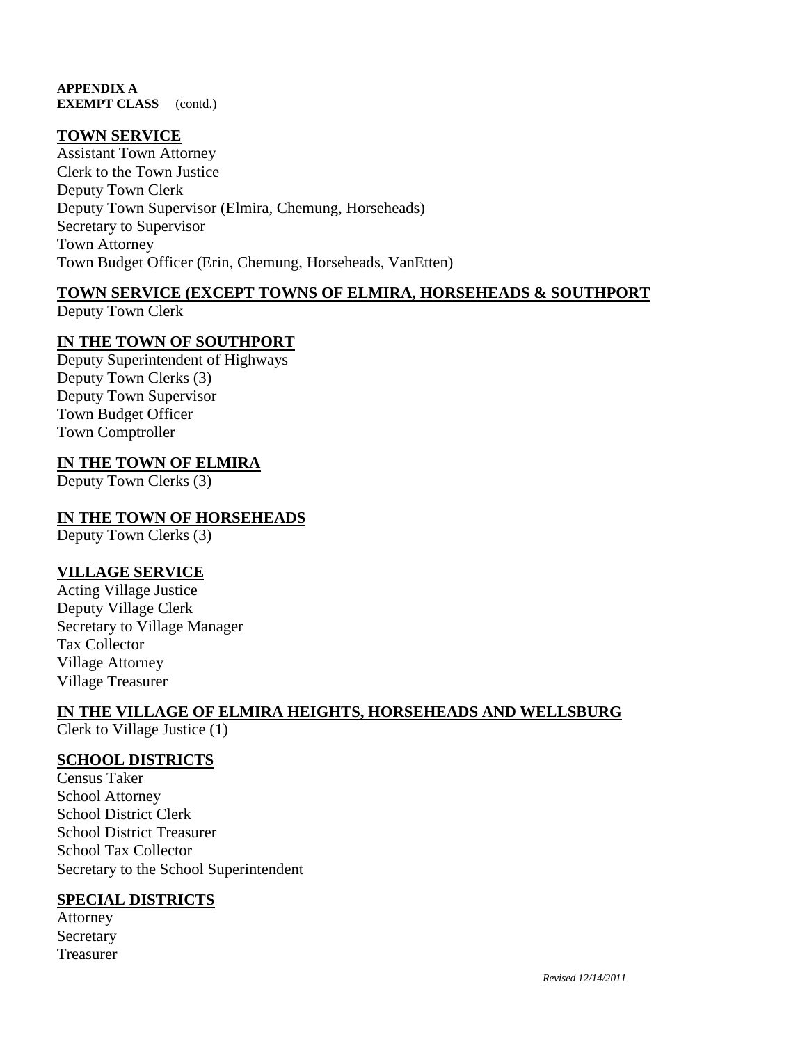**APPENDIX A**
**EXEMPT CLASS** (contd.)

## TOWN SERVICE

Assistant Town Attorney
Clerk to the Town Justice
Deputy Town Clerk
Deputy Town Supervisor (Elmira, Chemung, Horseheads)
Secretary to Supervisor
Town Attorney
Town Budget Officer (Erin, Chemung, Horseheads, VanEtten)

## TOWN SERVICE (EXCEPT TOWNS OF ELMIRA, HORSEHEADS & SOUTHPORT

Deputy Town Clerk

## IN THE TOWN OF SOUTHPORT

Deputy Superintendent of Highways
Deputy Town Clerks (3)
Deputy Town Supervisor
Town Budget Officer
Town Comptroller

## IN THE TOWN OF ELMIRA

Deputy Town Clerks (3)

## IN THE TOWN OF HORSEHEADS

Deputy Town Clerks (3)

## VILLAGE SERVICE

Acting Village Justice
Deputy Village Clerk
Secretary to Village Manager
Tax Collector
Village Attorney
Village Treasurer

## IN THE VILLAGE OF ELMIRA HEIGHTS, HORSEHEADS AND WELLSBURG

Clerk to Village Justice (1)

## SCHOOL DISTRICTS

Census Taker
School Attorney
School District Clerk
School District Treasurer
School Tax Collector
Secretary to the School Superintendent

## SPECIAL DISTRICTS

Attorney
Secretary
Treasurer

*Revised 12/14/2011*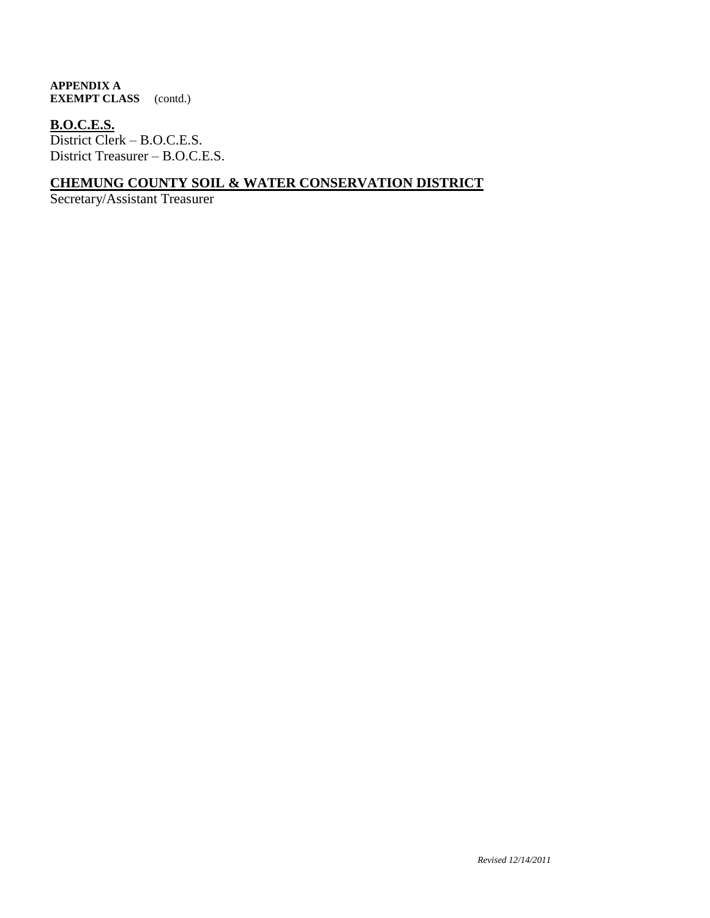**APPENDIX A**
**EXEMPT CLASS** (contd.)

## B.O.C.E.S.

District Clerk – B.O.C.E.S.
District Treasurer – B.O.C.E.S.

## CHEMUNG COUNTY SOIL & WATER CONSERVATION DISTRICT

Secretary/Assistant Treasurer

*Revised 12/14/2011*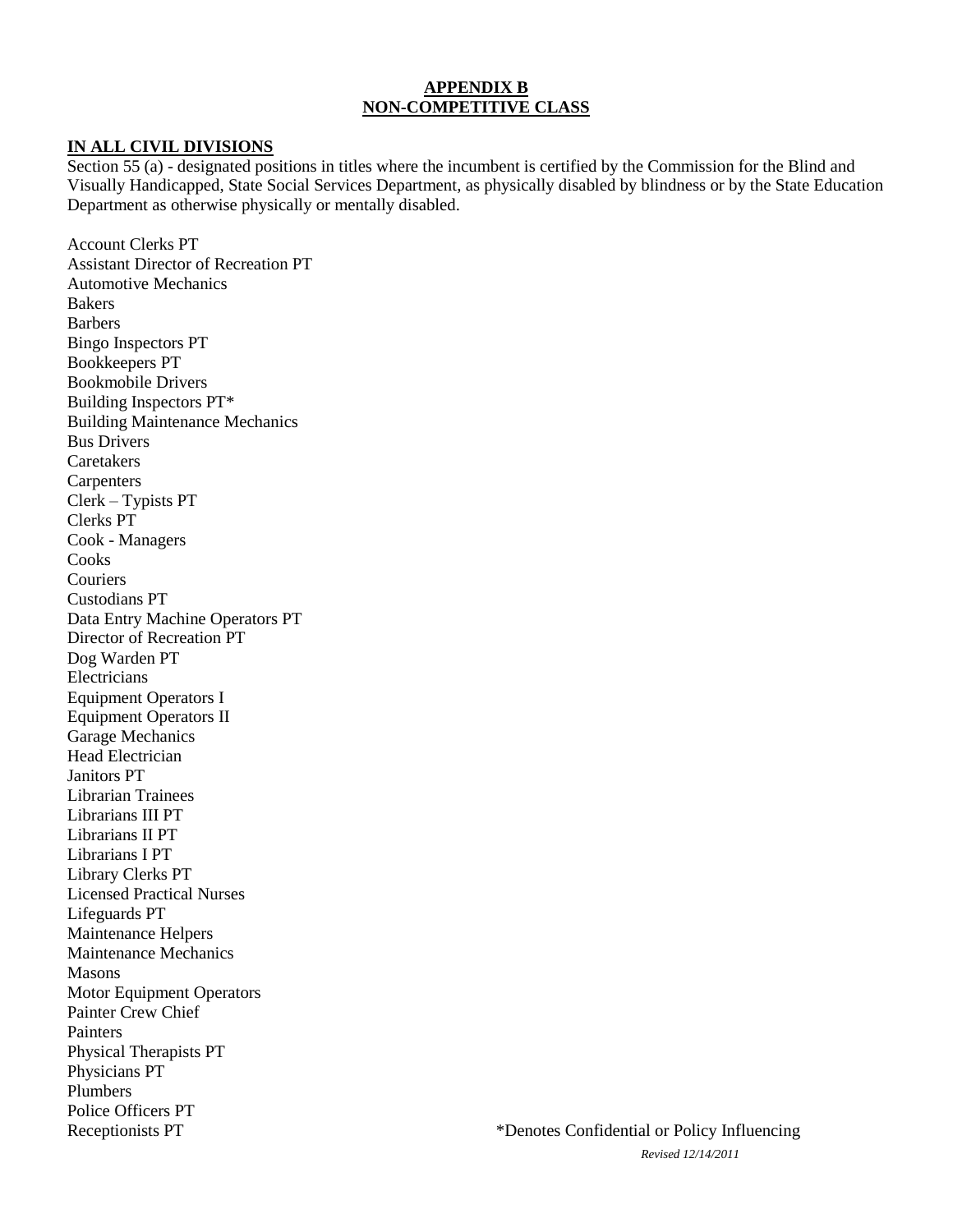## APPENDIX B
## NON-COMPETITIVE CLASS

**IN ALL CIVIL DIVISIONS**

Section 55 (a) - designated positions in titles where the incumbent is certified by the Commission for the Blind and Visually Handicapped, State Social Services Department, as physically disabled by blindness or by the State Education Department as otherwise physically or mentally disabled.

Account Clerks PT
Assistant Director of Recreation PT
Automotive Mechanics
Bakers
Barbers
Bingo Inspectors PT
Bookkeepers PT
Bookmobile Drivers
Building Inspectors PT*
Building Maintenance Mechanics
Bus Drivers
Caretakers
Carpenters
Clerk – Typists PT
Clerks PT
Cook - Managers
Cooks
Couriers
Custodians PT
Data Entry Machine Operators PT
Director of Recreation PT
Dog Warden PT
Electricians
Equipment Operators I
Equipment Operators II
Garage Mechanics
Head Electrician
Janitors PT
Librarian Trainees
Librarians III PT
Librarians II PT
Librarians I PT
Library Clerks PT
Licensed Practical Nurses
Lifeguards PT
Maintenance Helpers
Maintenance Mechanics
Masons
Motor Equipment Operators
Painter Crew Chief
Painters
Physical Therapists PT
Physicians PT
Plumbers
Police Officers PT
Receptionists PT

*Denotes Confidential or Policy Influencing

*Revised 12/14/2011*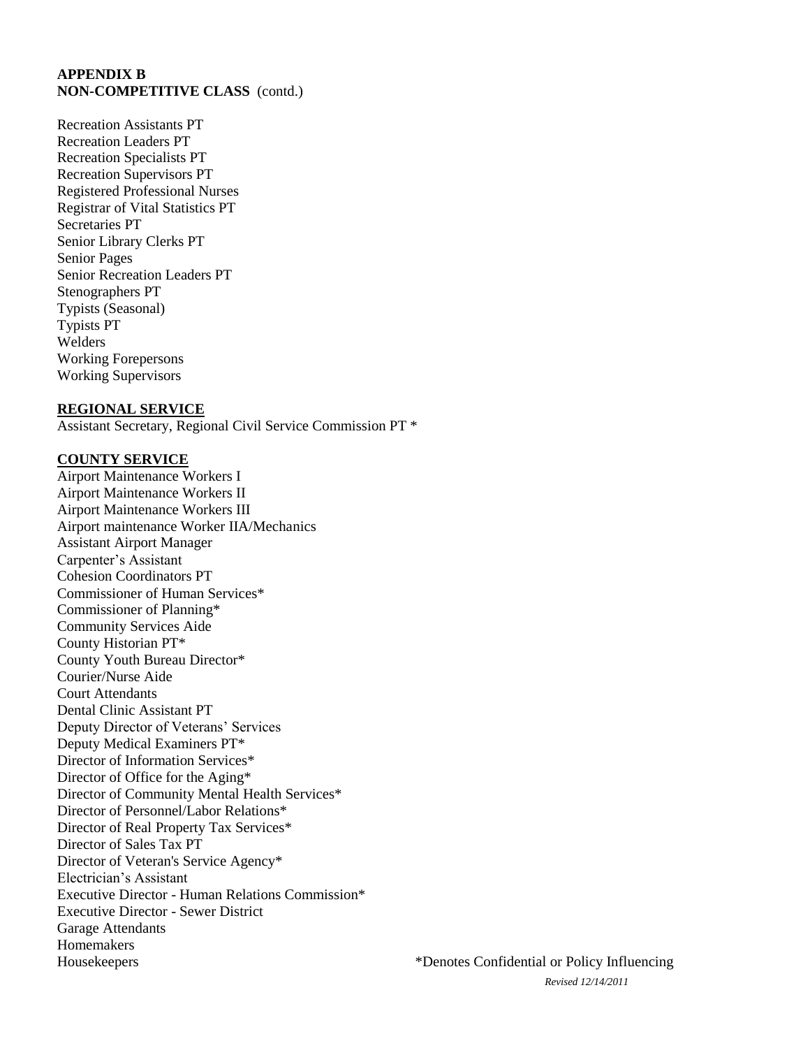**APPENDIX B**
**NON-COMPETITIVE CLASS** (contd.)

Recreation Assistants PT
Recreation Leaders PT
Recreation Specialists PT
Recreation Supervisors PT
Registered Professional Nurses
Registrar of Vital Statistics PT
Secretaries PT
Senior Library Clerks PT
Senior Pages
Senior Recreation Leaders PT
Stenographers PT
Typists (Seasonal)
Typists PT
Welders
Working Forepersons
Working Supervisors

**REGIONAL SERVICE**

Assistant Secretary, Regional Civil Service Commission PT *

**COUNTY SERVICE**

Airport Maintenance Workers I
Airport Maintenance Workers II
Airport Maintenance Workers III
Airport maintenance Worker IIA/Mechanics
Assistant Airport Manager
Carpenter's Assistant
Cohesion Coordinators PT
Commissioner of Human Services*
Commissioner of Planning*
Community Services Aide
County Historian PT*
County Youth Bureau Director*
Courier/Nurse Aide
Court Attendants
Dental Clinic Assistant PT
Deputy Director of Veterans' Services
Deputy Medical Examiners PT*
Director of Information Services*
Director of Office for the Aging*
Director of Community Mental Health Services*
Director of Personnel/Labor Relations*
Director of Real Property Tax Services*
Director of Sales Tax PT
Director of Veteran's Service Agency*
Electrician's Assistant
Executive Director - Human Relations Commission*
Executive Director - Sewer District
Garage Attendants
Homemakers
Housekeepers

*Denotes Confidential or Policy Influencing

*Revised 12/14/2011*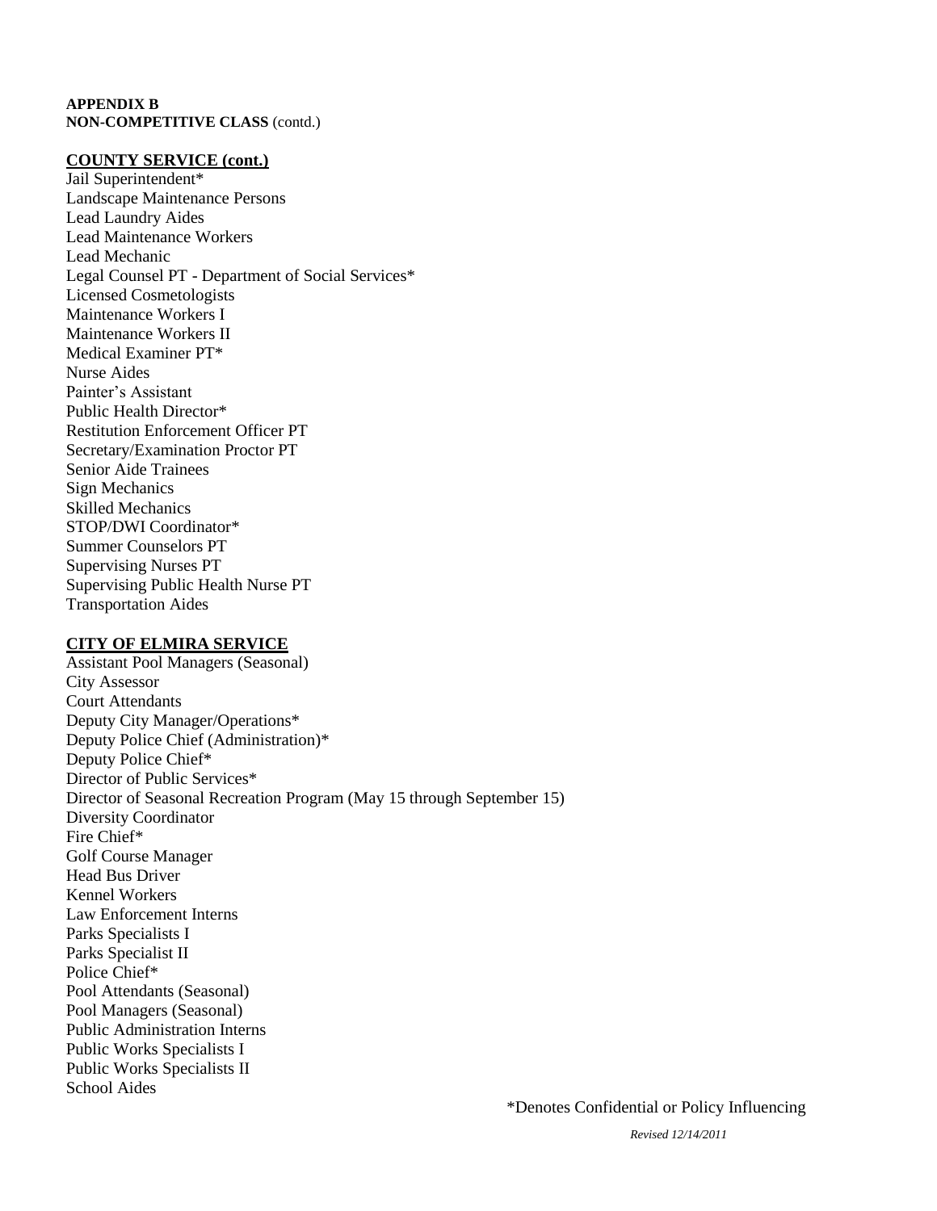**APPENDIX B**
**NON-COMPETITIVE CLASS** (contd.)

**COUNTY SERVICE (cont.)**

Jail Superintendent*
Landscape Maintenance Persons
Lead Laundry Aides
Lead Maintenance Workers
Lead Mechanic
Legal Counsel PT - Department of Social Services*
Licensed Cosmetologists
Maintenance Workers I
Maintenance Workers II
Medical Examiner PT*
Nurse Aides
Painter's Assistant
Public Health Director*
Restitution Enforcement Officer PT
Secretary/Examination Proctor PT
Senior Aide Trainees
Sign Mechanics
Skilled Mechanics
STOP/DWI Coordinator*
Summer Counselors PT
Supervising Nurses PT
Supervising Public Health Nurse PT
Transportation Aides

**CITY OF ELMIRA SERVICE**

Assistant Pool Managers (Seasonal)
City Assessor
Court Attendants
Deputy City Manager/Operations*
Deputy Police Chief (Administration)*
Deputy Police Chief*
Director of Public Services*
Director of Seasonal Recreation Program (May 15 through September 15)
Diversity Coordinator
Fire Chief*
Golf Course Manager
Head Bus Driver
Kennel Workers
Law Enforcement Interns
Parks Specialists I
Parks Specialist II
Police Chief*
Pool Attendants (Seasonal)
Pool Managers (Seasonal)
Public Administration Interns
Public Works Specialists I
Public Works Specialists II
School Aides

*Denotes Confidential or Policy Influencing

*Revised 12/14/2011*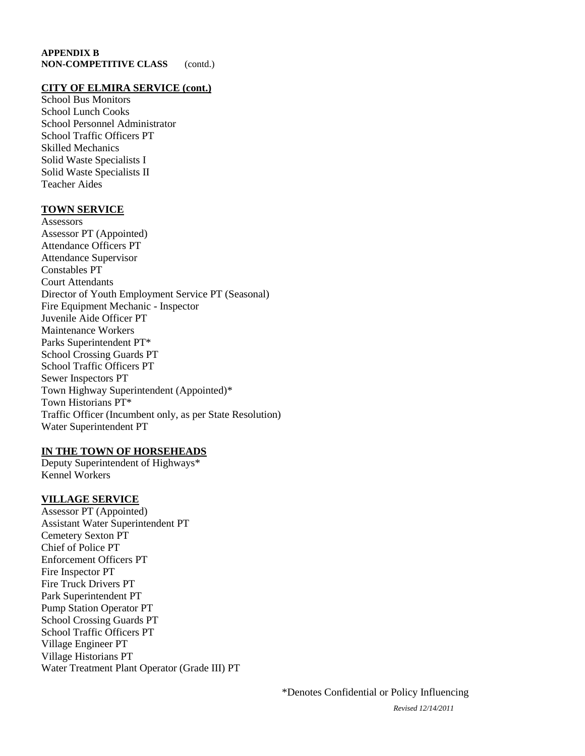**APPENDIX B**
**NON-COMPETITIVE CLASS** (contd.)

**CITY OF ELMIRA SERVICE (cont.)**

School Bus Monitors
School Lunch Cooks
School Personnel Administrator
School Traffic Officers PT
Skilled Mechanics
Solid Waste Specialists I
Solid Waste Specialists II
Teacher Aides

**TOWN SERVICE**

Assessors
Assessor PT (Appointed)
Attendance Officers PT
Attendance Supervisor
Constables PT
Court Attendants
Director of Youth Employment Service PT (Seasonal)
Fire Equipment Mechanic - Inspector
Juvenile Aide Officer PT
Maintenance Workers
Parks Superintendent PT*
School Crossing Guards PT
School Traffic Officers PT
Sewer Inspectors PT
Town Highway Superintendent (Appointed)*
Town Historians PT*
Traffic Officer (Incumbent only, as per State Resolution)
Water Superintendent PT

**IN THE TOWN OF HORSEHEADS**

Deputy Superintendent of Highways*
Kennel Workers

**VILLAGE SERVICE**

Assessor PT (Appointed)
Assistant Water Superintendent PT
Cemetery Sexton PT
Chief of Police PT
Enforcement Officers PT
Fire Inspector PT
Fire Truck Drivers PT
Park Superintendent PT
Pump Station Operator PT
School Crossing Guards PT
School Traffic Officers PT
Village Engineer PT
Village Historians PT
Water Treatment Plant Operator (Grade III) PT

*Denotes Confidential or Policy Influencing

*Revised 12/14/2011*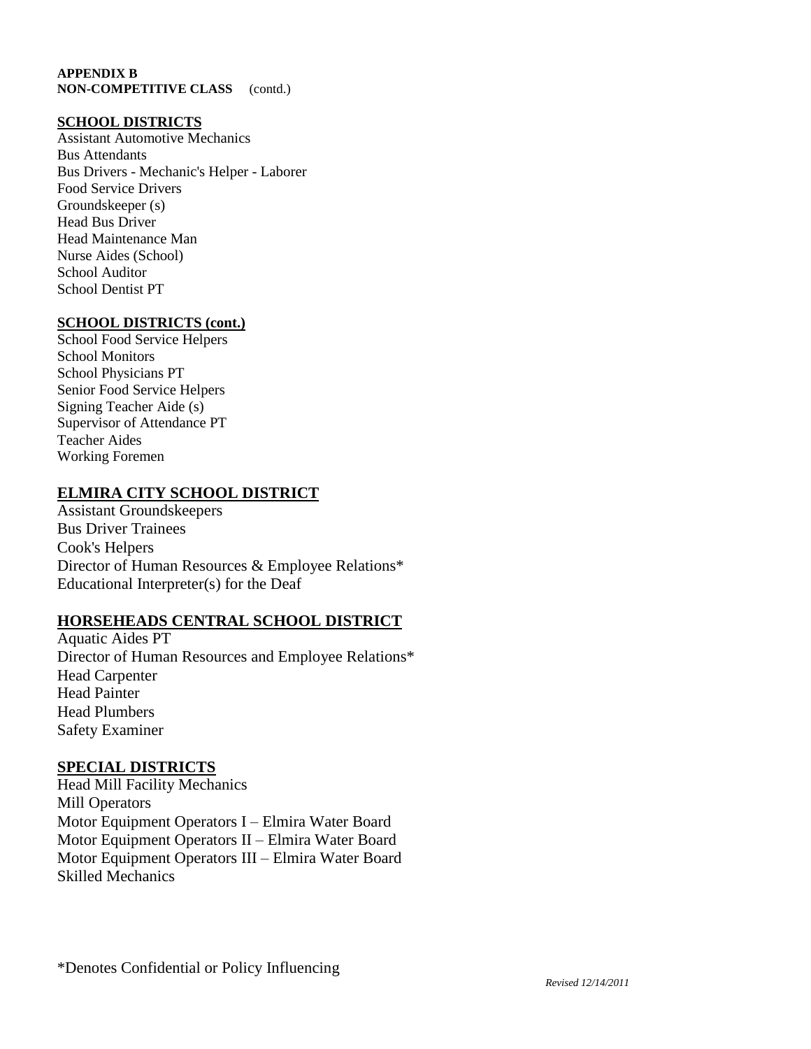**APPENDIX B**
**NON-COMPETITIVE CLASS** (contd.)

**SCHOOL DISTRICTS**

Assistant Automotive Mechanics
Bus Attendants
Bus Drivers - Mechanic's Helper - Laborer
Food Service Drivers
Groundskeeper (s)
Head Bus Driver
Head Maintenance Man
Nurse Aides (School)
School Auditor
School Dentist PT

**SCHOOL DISTRICTS (cont.)**

School Food Service Helpers
School Monitors
School Physicians PT
Senior Food Service Helpers
Signing Teacher Aide (s)
Supervisor of Attendance PT
Teacher Aides
Working Foremen

**ELMIRA CITY SCHOOL DISTRICT**

Assistant Groundskeepers
Bus Driver Trainees
Cook's Helpers
Director of Human Resources & Employee Relations*
Educational Interpreter(s) for the Deaf

**HORSEHEADS CENTRAL SCHOOL DISTRICT**

Aquatic Aides PT
Director of Human Resources and Employee Relations*
Head Carpenter
Head Painter
Head Plumbers
Safety Examiner

**SPECIAL DISTRICTS**

Head Mill Facility Mechanics
Mill Operators
Motor Equipment Operators I – Elmira Water Board
Motor Equipment Operators II – Elmira Water Board
Motor Equipment Operators III – Elmira Water Board
Skilled Mechanics

*Denotes Confidential or Policy Influencing

*Revised 12/14/2011*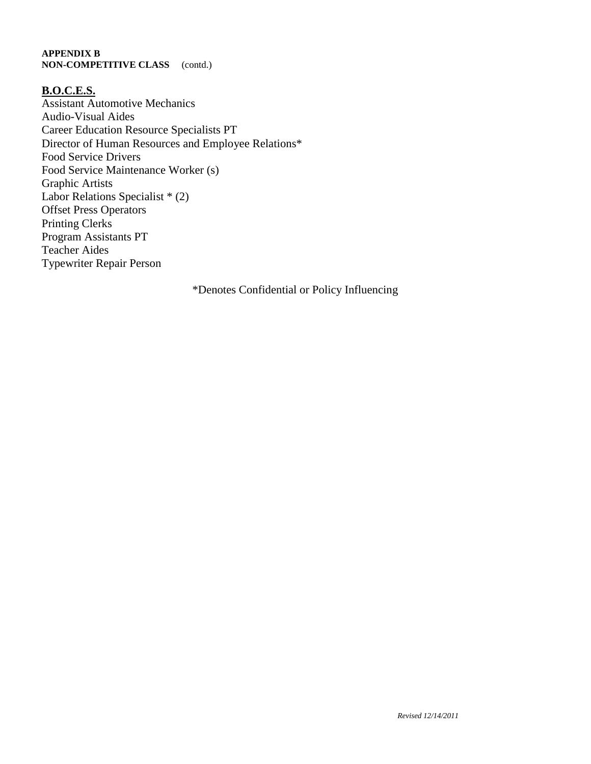**APPENDIX B**
**NON-COMPETITIVE CLASS** (contd.)

## B.O.C.E.S.

Assistant Automotive Mechanics
Audio-Visual Aides
Career Education Resource Specialists PT
Director of Human Resources and Employee Relations*
Food Service Drivers
Food Service Maintenance Worker (s)
Graphic Artists
Labor Relations Specialist * (2)
Offset Press Operators
Printing Clerks
Program Assistants PT
Teacher Aides
Typewriter Repair Person

*Denotes Confidential or Policy Influencing

*Revised 12/14/2011*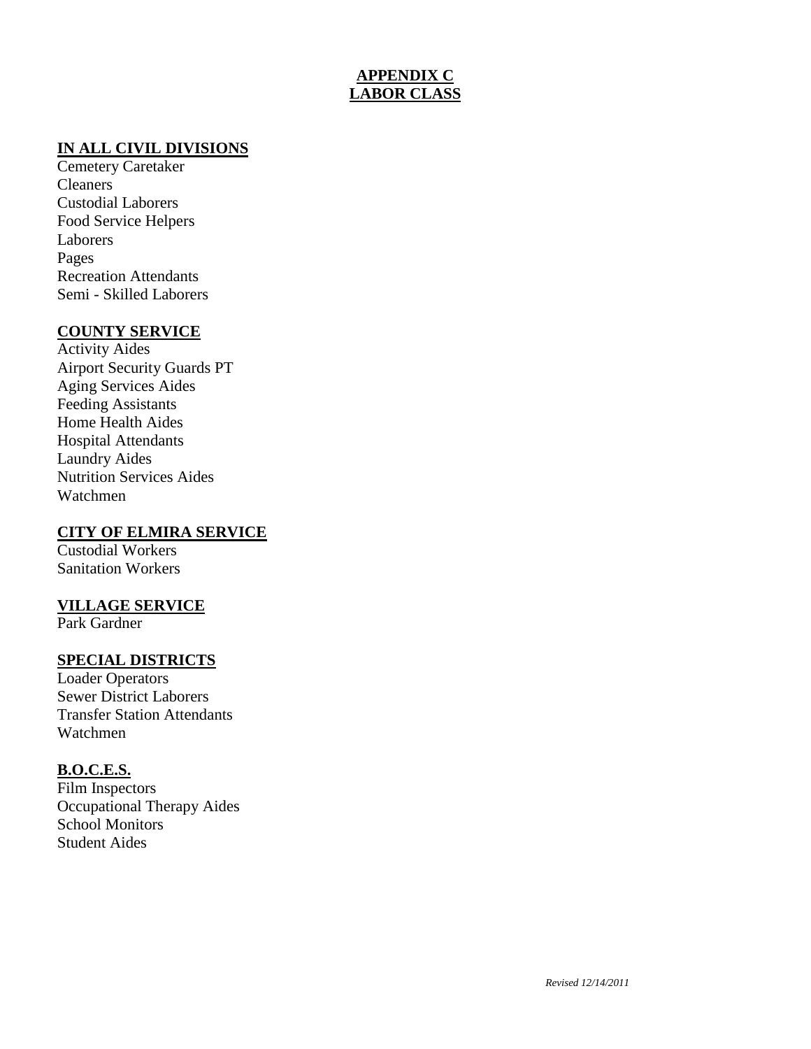# APPENDIX C
# LABOR CLASS

## IN ALL CIVIL DIVISIONS

Cemetery Caretaker
Cleaners
Custodial Laborers
Food Service Helpers
Laborers
Pages
Recreation Attendants
Semi - Skilled Laborers

## COUNTY SERVICE

Activity Aides
Airport Security Guards PT
Aging Services Aides
Feeding Assistants
Home Health Aides
Hospital Attendants
Laundry Aides
Nutrition Services Aides
Watchmen

## CITY OF ELMIRA SERVICE

Custodial Workers
Sanitation Workers

## VILLAGE SERVICE

Park Gardner

## SPECIAL DISTRICTS

Loader Operators
Sewer District Laborers
Transfer Station Attendants
Watchmen

## B.O.C.E.S.

Film Inspectors
Occupational Therapy Aides
School Monitors
Student Aides

*Revised 12/14/2011*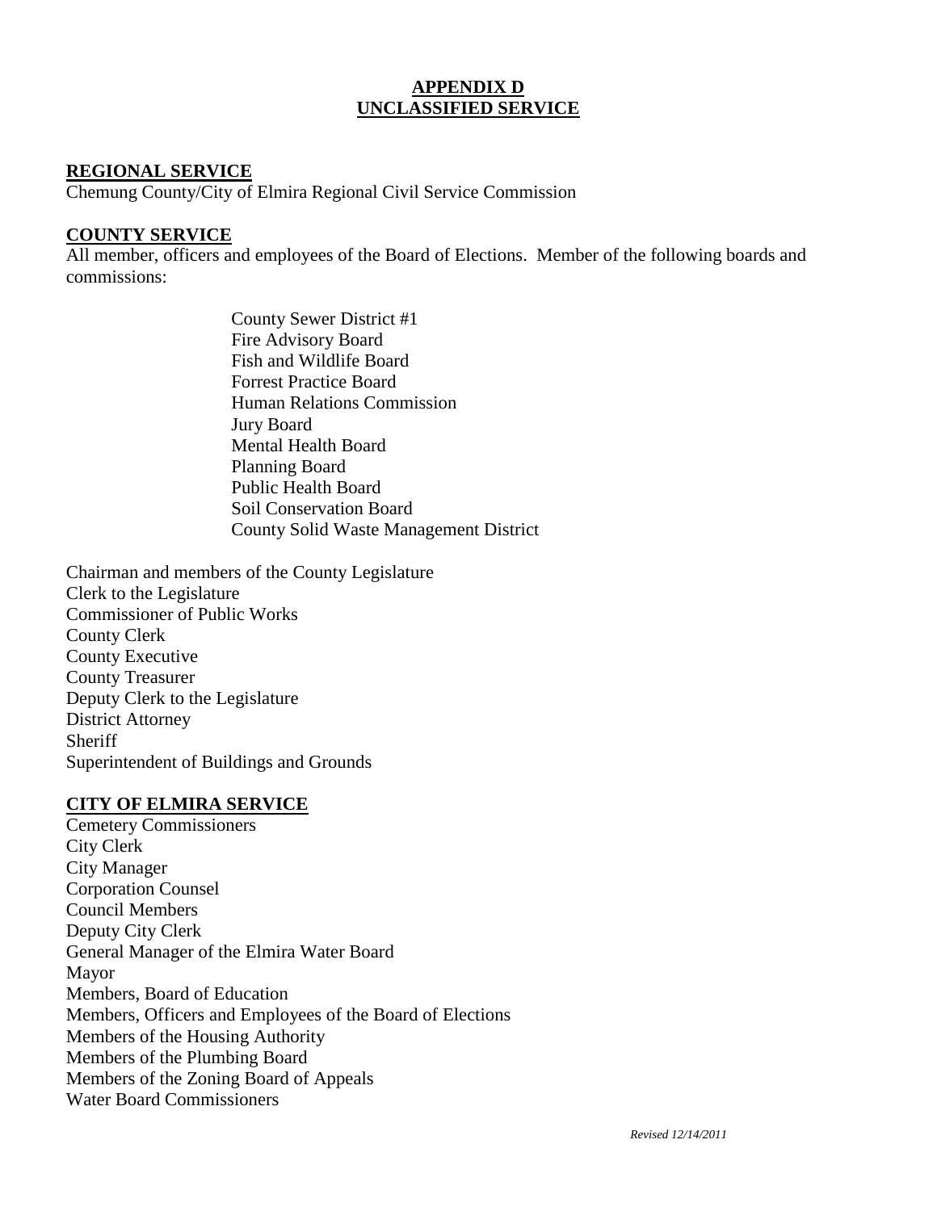# APPENDIX D
# UNCLASSIFIED SERVICE

## REGIONAL SERVICE

Chemung County/City of Elmira Regional Civil Service Commission

## COUNTY SERVICE

All member, officers and employees of the Board of Elections. Member of the following boards and commissions:

- County Sewer District #1
- Fire Advisory Board
- Fish and Wildlife Board
- Forrest Practice Board
- Human Relations Commission
- Jury Board
- Mental Health Board
- Planning Board
- Public Health Board
- Soil Conservation Board
- County Solid Waste Management District

Chairman and members of the County Legislature
Clerk to the Legislature
Commissioner of Public Works
County Clerk
County Executive
County Treasurer
Deputy Clerk to the Legislature
District Attorney
Sheriff
Superintendent of Buildings and Grounds

## CITY OF ELMIRA SERVICE

Cemetery Commissioners
City Clerk
City Manager
Corporation Counsel
Council Members
Deputy City Clerk
General Manager of the Elmira Water Board
Mayor
Members, Board of Education
Members, Officers and Employees of the Board of Elections
Members of the Housing Authority
Members of the Plumbing Board
Members of the Zoning Board of Appeals
Water Board Commissioners

*Revised 12/14/2011*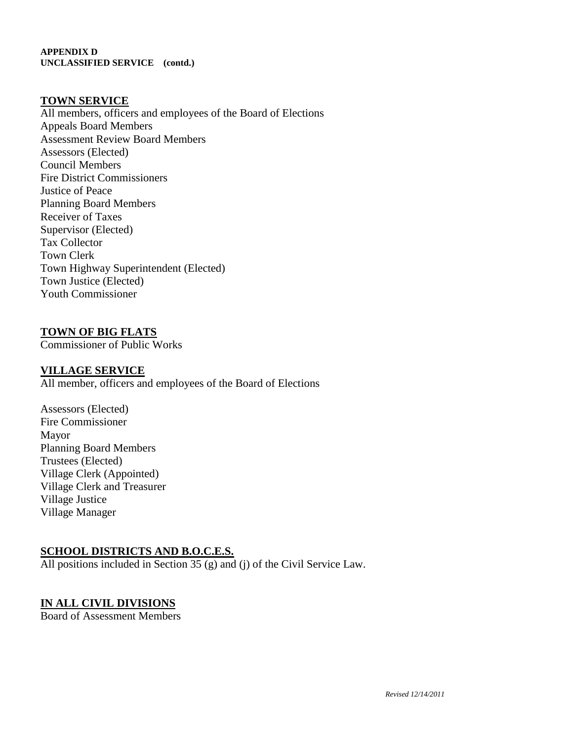**APPENDIX D**
**UNCLASSIFIED SERVICE (contd.)**

## TOWN SERVICE

All members, officers and employees of the Board of Elections
Appeals Board Members
Assessment Review Board Members
Assessors (Elected)
Council Members
Fire District Commissioners
Justice of Peace
Planning Board Members
Receiver of Taxes
Supervisor (Elected)
Tax Collector
Town Clerk
Town Highway Superintendent (Elected)
Town Justice (Elected)
Youth Commissioner

## TOWN OF BIG FLATS

Commissioner of Public Works

## VILLAGE SERVICE

All member, officers and employees of the Board of Elections

Assessors (Elected)
Fire Commissioner
Mayor
Planning Board Members
Trustees (Elected)
Village Clerk (Appointed)
Village Clerk and Treasurer
Village Justice
Village Manager

## SCHOOL DISTRICTS AND B.O.C.E.S.

All positions included in Section 35 (g) and (j) of the Civil Service Law.

## IN ALL CIVIL DIVISIONS

Board of Assessment Members

*Revised 12/14/2011*